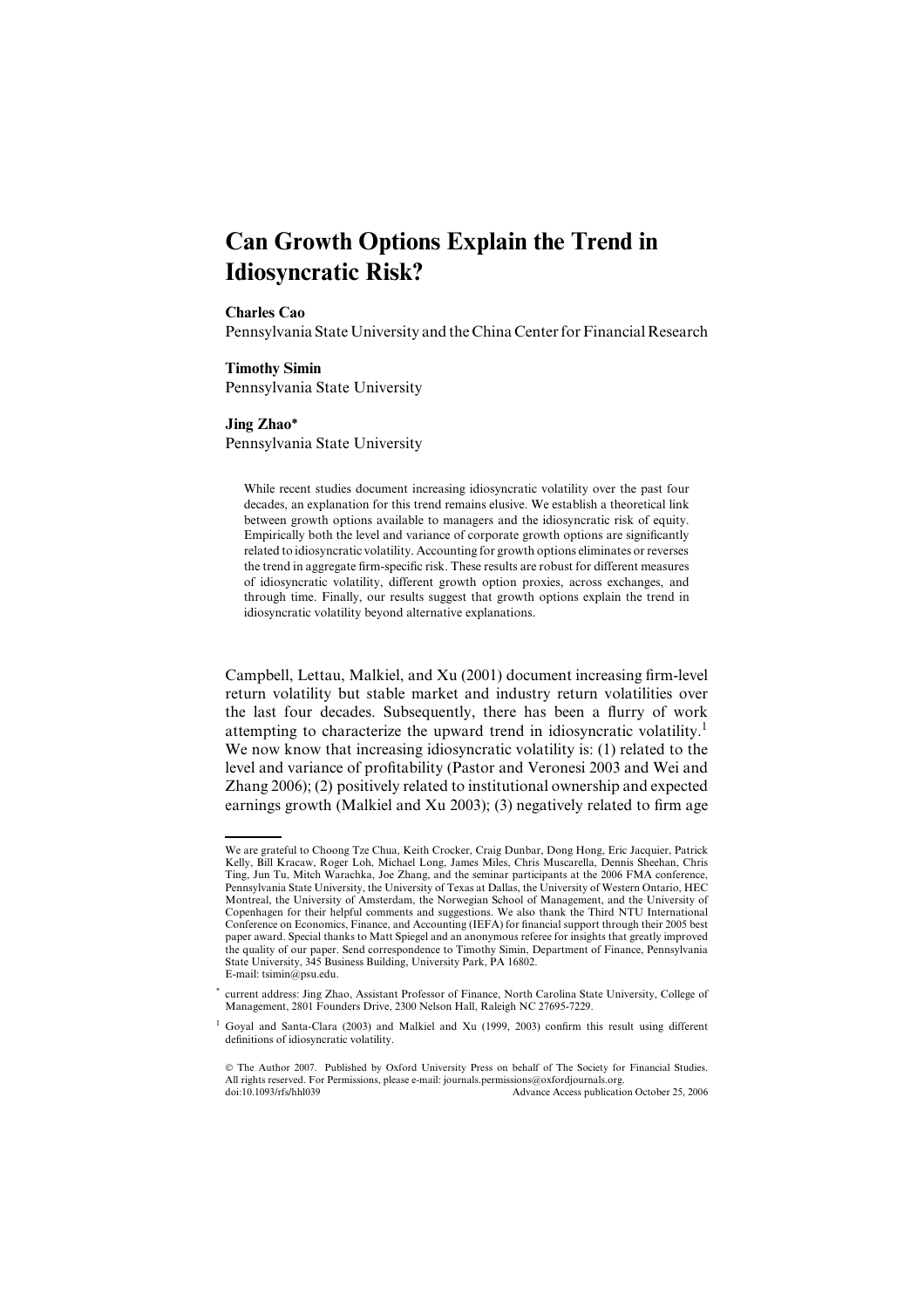# Can Growth Options Explain the Trend in Idiosyncratic Risk?

**Charles Cao**
Pennsylvania State University and the China Center for Financial Research

**Timothy Simin**
Pennsylvania State University

**Jing Zhao***
Pennsylvania State University

While recent studies document increasing idiosyncratic volatility over the past four decades, an explanation for this trend remains elusive. We establish a theoretical link between growth options available to managers and the idiosyncratic risk of equity. Empirically both the level and variance of corporate growth options are significantly related to idiosyncratic volatility. Accounting for growth options eliminates or reverses the trend in aggregate firm-specific risk. These results are robust for different measures of idiosyncratic volatility, different growth option proxies, across exchanges, and through time. Finally, our results suggest that growth options explain the trend in idiosyncratic volatility beyond alternative explanations.

Campbell, Lettau, Malkiel, and Xu (2001) document increasing firm-level return volatility but stable market and industry return volatilities over the last four decades. Subsequently, there has been a flurry of work attempting to characterize the upward trend in idiosyncratic volatility.[1] We now know that increasing idiosyncratic volatility is: (1) related to the level and variance of profitability (Pastor and Veronesi 2003 and Wei and Zhang 2006); (2) positively related to institutional ownership and expected earnings growth (Malkiel and Xu 2003); (3) negatively related to firm age

---

We are grateful to Choong Tze Chua, Keith Crocker, Craig Dunbar, Dong Hong, Eric Jacquier, Patrick Kelly, Bill Kracaw, Roger Loh, Michael Long, James Miles, Chris Muscarella, Dennis Sheehan, Chris Ting, Jun Tu, Mitch Warachka, Joe Zhang, and the seminar participants at the 2006 FMA conference, Pennsylvania State University, the University of Texas at Dallas, the University of Western Ontario, HEC Montreal, the University of Amsterdam, the Norwegian School of Management, and the University of Copenhagen for their helpful comments and suggestions. We also thank the Third NTU International Conference on Economics, Finance, and Accounting (IEFA) for financial support through their 2005 best paper award. Special thanks to Matt Spiegel and an anonymous referee for insights that greatly improved the quality of our paper. Send correspondence to Timothy Simin, Department of Finance, Pennsylvania State University, 345 Business Building, University Park, PA 16802.
E-mail: tsimin@psu.edu.

* current address: Jing Zhao, Assistant Professor of Finance, North Carolina State University, College of Management, 2801 Founders Drive, 2300 Nelson Hall, Raleigh NC 27695-7229.

[1] Goyal and Santa-Clara (2003) and Malkiel and Xu (1999, 2003) confirm this result using different definitions of idiosyncratic volatility.

© The Author 2007. Published by Oxford University Press on behalf of The Society for Financial Studies. All rights reserved. For Permissions, please e-mail: journals.permissions@oxfordjournals.org.
doi:10.1093/rfs/hhl039 Advance Access publication October 25, 2006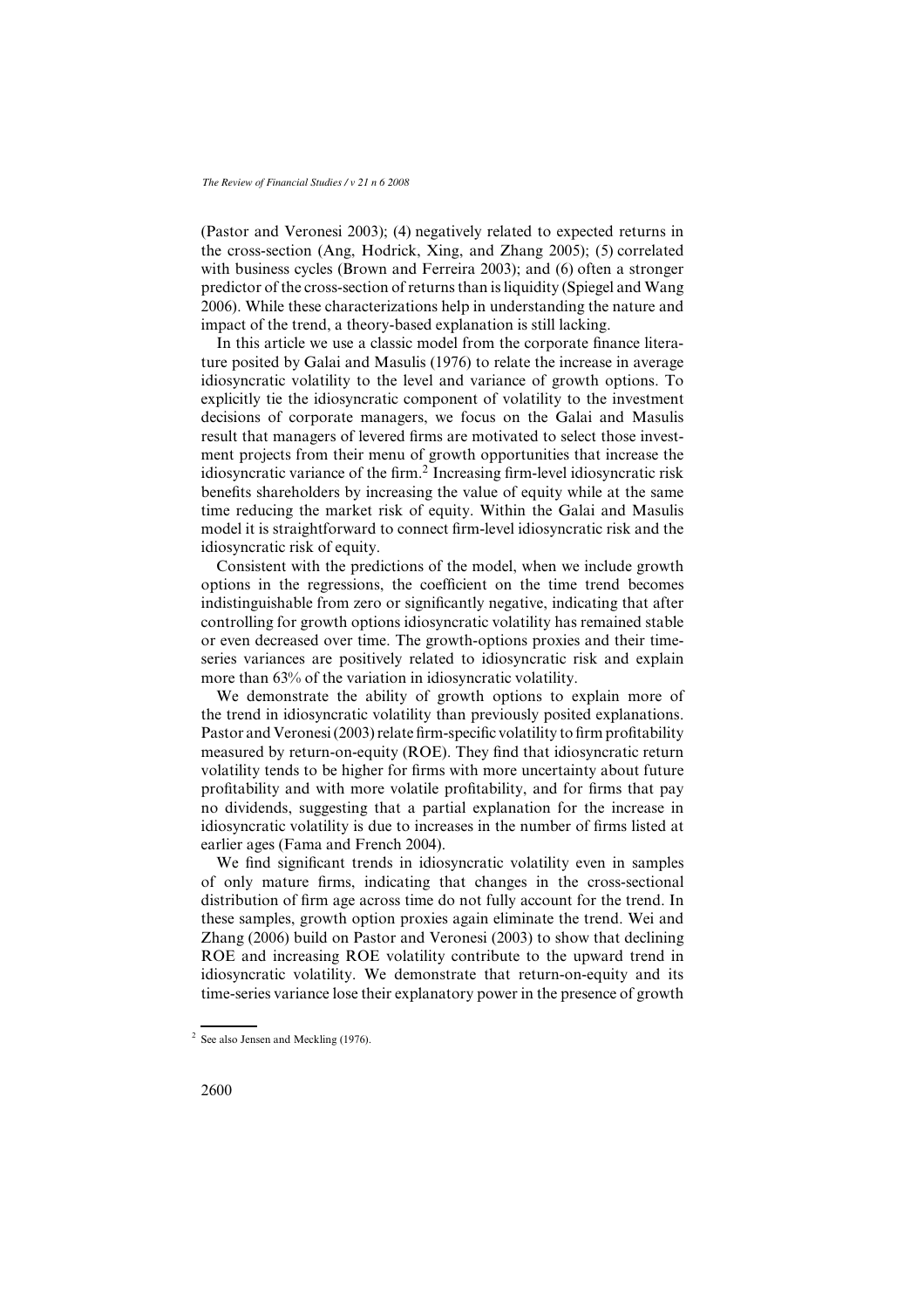(Pastor and Veronesi 2003); (4) negatively related to expected returns in the cross-section (Ang, Hodrick, Xing, and Zhang 2005); (5) correlated with business cycles (Brown and Ferreira 2003); and (6) often a stronger predictor of the cross-section of returns than is liquidity (Spiegel and Wang 2006). While these characterizations help in understanding the nature and impact of the trend, a theory-based explanation is still lacking.

In this article we use a classic model from the corporate finance literature posited by Galai and Masulis (1976) to relate the increase in average idiosyncratic volatility to the level and variance of growth options. To explicitly tie the idiosyncratic component of volatility to the investment decisions of corporate managers, we focus on the Galai and Masulis result that managers of levered firms are motivated to select those investment projects from their menu of growth opportunities that increase the idiosyncratic variance of the firm.[2] Increasing firm-level idiosyncratic risk benefits shareholders by increasing the value of equity while at the same time reducing the market risk of equity. Within the Galai and Masulis model it is straightforward to connect firm-level idiosyncratic risk and the idiosyncratic risk of equity.

Consistent with the predictions of the model, when we include growth options in the regressions, the coefficient on the time trend becomes indistinguishable from zero or significantly negative, indicating that after controlling for growth options idiosyncratic volatility has remained stable or even decreased over time. The growth-options proxies and their time-series variances are positively related to idiosyncratic risk and explain more than 63% of the variation in idiosyncratic volatility.

We demonstrate the ability of growth options to explain more of the trend in idiosyncratic volatility than previously posited explanations. Pastor and Veronesi (2003) relate firm-specific volatility to firm profitability measured by return-on-equity (ROE). They find that idiosyncratic return volatility tends to be higher for firms with more uncertainty about future profitability and with more volatile profitability, and for firms that pay no dividends, suggesting that a partial explanation for the increase in idiosyncratic volatility is due to increases in the number of firms listed at earlier ages (Fama and French 2004).

We find significant trends in idiosyncratic volatility even in samples of only mature firms, indicating that changes in the cross-sectional distribution of firm age across time do not fully account for the trend. In these samples, growth option proxies again eliminate the trend. Wei and Zhang (2006) build on Pastor and Veronesi (2003) to show that declining ROE and increasing ROE volatility contribute to the upward trend in idiosyncratic volatility. We demonstrate that return-on-equity and its time-series variance lose their explanatory power in the presence of growth

[2] See also Jensen and Meckling (1976).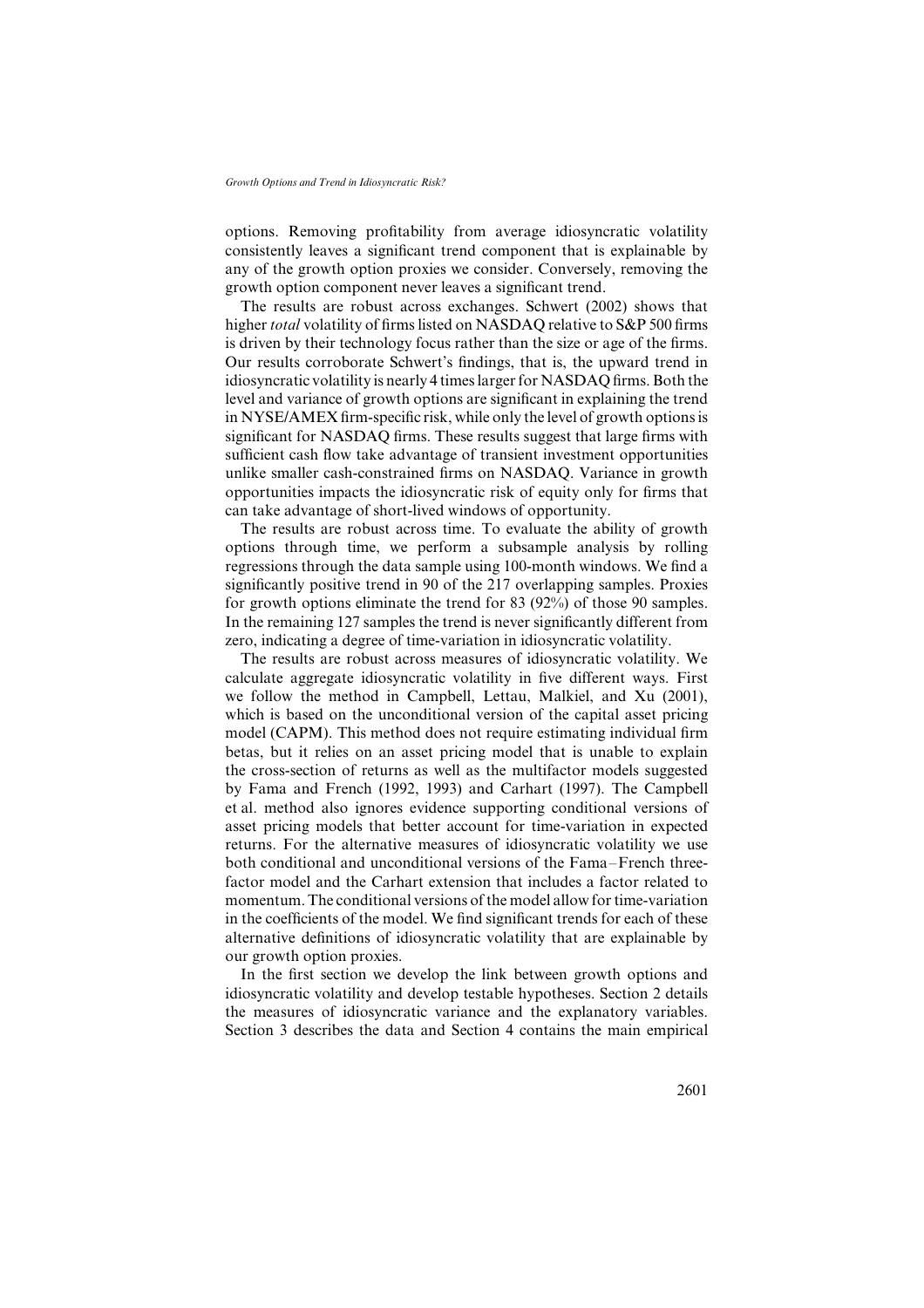options. Removing profitability from average idiosyncratic volatility consistently leaves a significant trend component that is explainable by any of the growth option proxies we consider. Conversely, removing the growth option component never leaves a significant trend.

The results are robust across exchanges. Schwert (2002) shows that higher *total* volatility of firms listed on NASDAQ relative to S&P 500 firms is driven by their technology focus rather than the size or age of the firms. Our results corroborate Schwert's findings, that is, the upward trend in idiosyncratic volatility is nearly 4 times larger for NASDAQ firms. Both the level and variance of growth options are significant in explaining the trend in NYSE/AMEX firm-specific risk, while only the level of growth options is significant for NASDAQ firms. These results suggest that large firms with sufficient cash flow take advantage of transient investment opportunities unlike smaller cash-constrained firms on NASDAQ. Variance in growth opportunities impacts the idiosyncratic risk of equity only for firms that can take advantage of short-lived windows of opportunity.

The results are robust across time. To evaluate the ability of growth options through time, we perform a subsample analysis by rolling regressions through the data sample using 100-month windows. We find a significantly positive trend in 90 of the 217 overlapping samples. Proxies for growth options eliminate the trend for 83 (92%) of those 90 samples. In the remaining 127 samples the trend is never significantly different from zero, indicating a degree of time-variation in idiosyncratic volatility.

The results are robust across measures of idiosyncratic volatility. We calculate aggregate idiosyncratic volatility in five different ways. First we follow the method in Campbell, Lettau, Malkiel, and Xu (2001), which is based on the unconditional version of the capital asset pricing model (CAPM). This method does not require estimating individual firm betas, but it relies on an asset pricing model that is unable to explain the cross-section of returns as well as the multifactor models suggested by Fama and French (1992, 1993) and Carhart (1997). The Campbell et al. method also ignores evidence supporting conditional versions of asset pricing models that better account for time-variation in expected returns. For the alternative measures of idiosyncratic volatility we use both conditional and unconditional versions of the Fama–French three-factor model and the Carhart extension that includes a factor related to momentum. The conditional versions of the model allow for time-variation in the coefficients of the model. We find significant trends for each of these alternative definitions of idiosyncratic volatility that are explainable by our growth option proxies.

In the first section we develop the link between growth options and idiosyncratic volatility and develop testable hypotheses. Section 2 details the measures of idiosyncratic variance and the explanatory variables. Section 3 describes the data and Section 4 contains the main empirical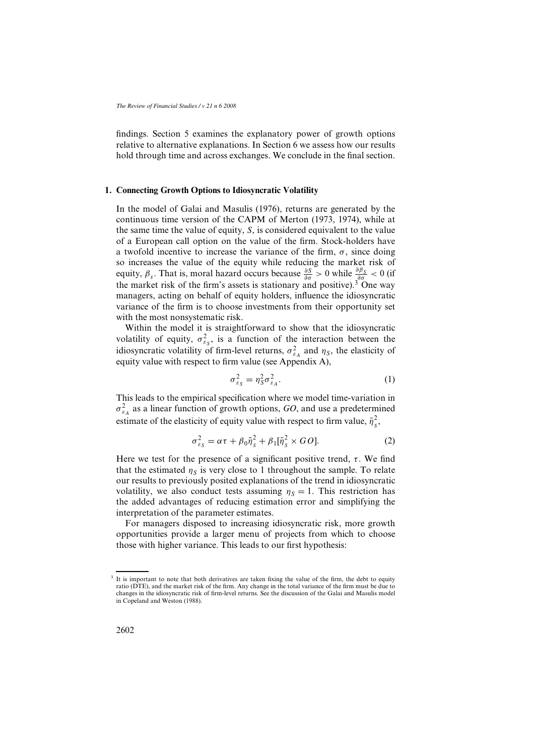findings. Section 5 examines the explanatory power of growth options relative to alternative explanations. In Section 6 we assess how our results hold through time and across exchanges. We conclude in the final section.

## 1. Connecting Growth Options to Idiosyncratic Volatility

In the model of Galai and Masulis (1976), returns are generated by the continuous time version of the CAPM of Merton (1973, 1974), while at the same time the value of equity, $S$, is considered equivalent to the value of a European call option on the value of the firm. Stock-holders have a twofold incentive to increase the variance of the firm, $\sigma$, since doing so increases the value of the equity while reducing the market risk of equity, $\beta_s$. That is, moral hazard occurs because $\frac{\partial S}{\partial \sigma} > 0$ while $\frac{\partial \beta_S}{\partial \sigma} < 0$ (if the market risk of the firm's assets is stationary and positive).[3] One way managers, acting on behalf of equity holders, influence the idiosyncratic variance of the firm is to choose investments from their opportunity set with the most nonsystematic risk.

Within the model it is straightforward to show that the idiosyncratic volatility of equity, $\sigma^2_{\varepsilon_S}$, is a function of the interaction between the idiosyncratic volatility of firm-level returns, $\sigma^2_{\varepsilon_A}$ and $\eta_S$, the elasticity of equity value with respect to firm value (see Appendix A),

$$\sigma^2_{\varepsilon_S} = \eta^2_S \sigma^2_{\varepsilon_A}. \tag{1}$$

This leads to the empirical specification where we model time-variation in $\sigma^2_{\varepsilon_A}$ as a linear function of growth options, *GO*, and use a predetermined estimate of the elasticity of equity value with respect to firm value, $\tilde{\eta}^2_s$,

$$\sigma^2_{\varepsilon_S} = \alpha\tau + \beta_0 \tilde{\eta}^2_s + \beta_1[\tilde{\eta}^2_s \times GO]. \tag{2}$$

Here we test for the presence of a significant positive trend, $\tau$. We find that the estimated $\eta_S$ is very close to 1 throughout the sample. To relate our results to previously posited explanations of the trend in idiosyncratic volatility, we also conduct tests assuming $\eta_S = 1$. This restriction has the added advantages of reducing estimation error and simplifying the interpretation of the parameter estimates.

For managers disposed to increasing idiosyncratic risk, more growth opportunities provide a larger menu of projects from which to choose those with higher variance. This leads to our first hypothesis:

[3] It is important to note that both derivatives are taken fixing the value of the firm, the debt to equity ratio (DTE), and the market risk of the firm. Any change in the total variance of the firm must be due to changes in the idiosyncratic risk of firm-level returns. See the discussion of the Galai and Masulis model in Copeland and Weston (1988).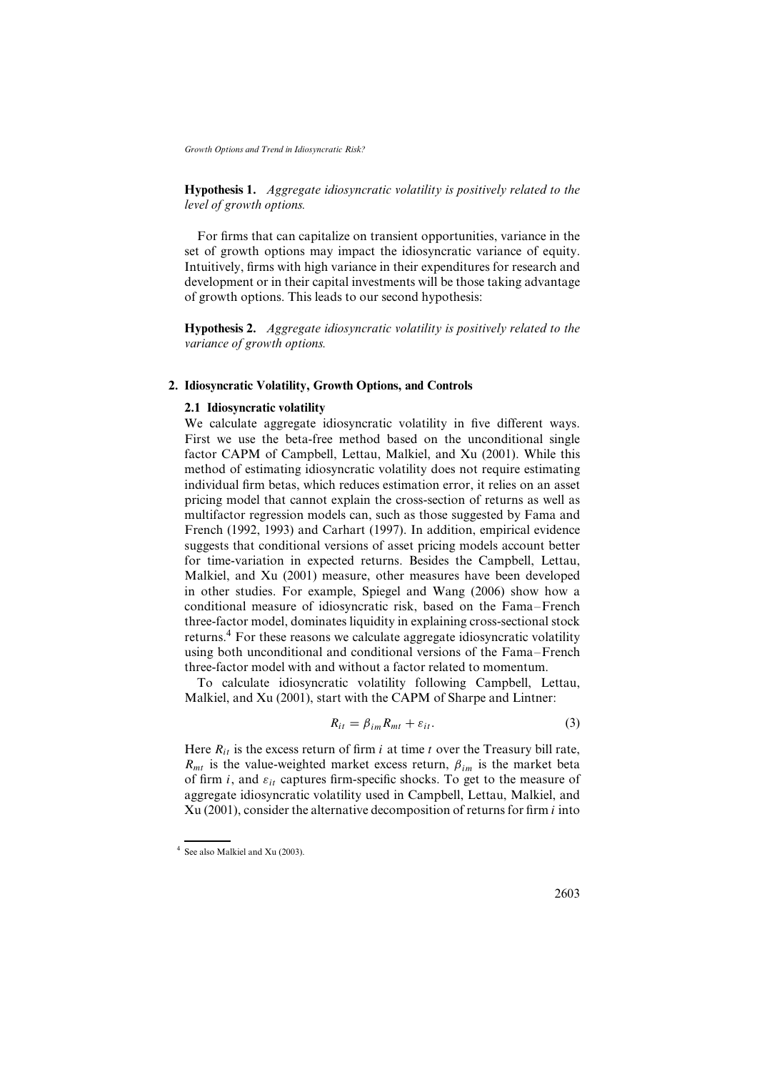**Hypothesis 1.** *Aggregate idiosyncratic volatility is positively related to the level of growth options.*

For firms that can capitalize on transient opportunities, variance in the set of growth options may impact the idiosyncratic variance of equity. Intuitively, firms with high variance in their expenditures for research and development or in their capital investments will be those taking advantage of growth options. This leads to our second hypothesis:

**Hypothesis 2.** *Aggregate idiosyncratic volatility is positively related to the variance of growth options.*

## 2. Idiosyncratic Volatility, Growth Options, and Controls

### 2.1 Idiosyncratic volatility

We calculate aggregate idiosyncratic volatility in five different ways. First we use the beta-free method based on the unconditional single factor CAPM of Campbell, Lettau, Malkiel, and Xu (2001). While this method of estimating idiosyncratic volatility does not require estimating individual firm betas, which reduces estimation error, it relies on an asset pricing model that cannot explain the cross-section of returns as well as multifactor regression models can, such as those suggested by Fama and French (1992, 1993) and Carhart (1997). In addition, empirical evidence suggests that conditional versions of asset pricing models account better for time-variation in expected returns. Besides the Campbell, Lettau, Malkiel, and Xu (2001) measure, other measures have been developed in other studies. For example, Spiegel and Wang (2006) show how a conditional measure of idiosyncratic risk, based on the Fama–French three-factor model, dominates liquidity in explaining cross-sectional stock returns.[4] For these reasons we calculate aggregate idiosyncratic volatility using both unconditional and conditional versions of the Fama–French three-factor model with and without a factor related to momentum.

To calculate idiosyncratic volatility following Campbell, Lettau, Malkiel, and Xu (2001), start with the CAPM of Sharpe and Lintner:

$$R_{it} = \beta_{im} R_{mt} + \varepsilon_{it}. \tag{3}$$

Here $R_{it}$ is the excess return of firm $i$ at time $t$ over the Treasury bill rate, $R_{mt}$ is the value-weighted market excess return, $\beta_{im}$ is the market beta of firm $i$, and $\varepsilon_{it}$ captures firm-specific shocks. To get to the measure of aggregate idiosyncratic volatility used in Campbell, Lettau, Malkiel, and Xu (2001), consider the alternative decomposition of returns for firm $i$ into

[4] See also Malkiel and Xu (2003).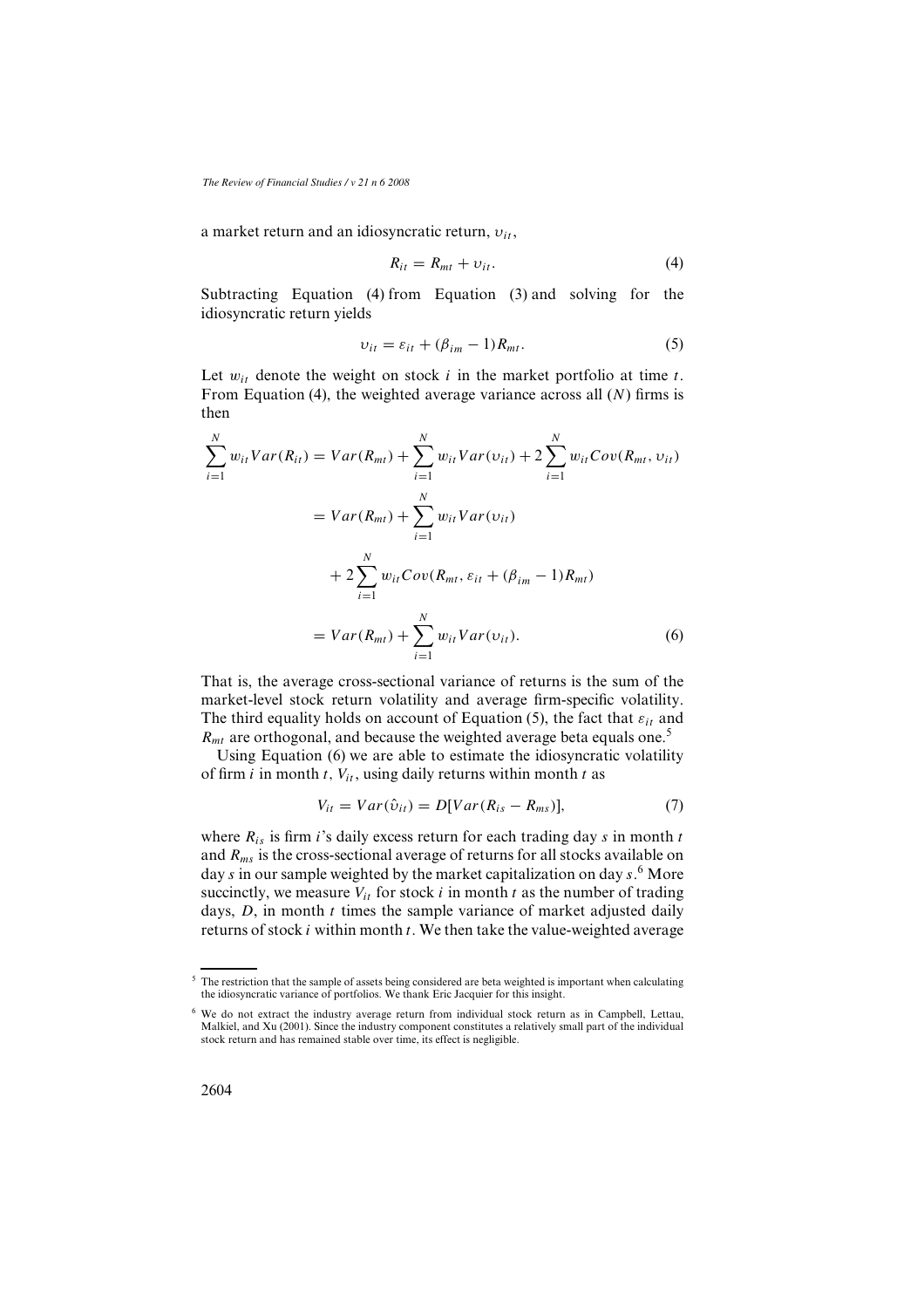a market return and an idiosyncratic return, $\upsilon_{it}$,

$$R_{it} = R_{mt} + \upsilon_{it}. \tag{4}$$

Subtracting Equation (4) from Equation (3) and solving for the idiosyncratic return yields

$$\upsilon_{it} = \varepsilon_{it} + (\beta_{im} - 1)R_{mt}. \tag{5}$$

Let $w_{it}$ denote the weight on stock $i$ in the market portfolio at time $t$. From Equation (4), the weighted average variance across all ($N$) firms is then

$$\begin{aligned}
\sum_{i=1}^{N} w_{it} Var(R_{it}) &= Var(R_{mt}) + \sum_{i=1}^{N} w_{it} Var(\upsilon_{it}) + 2\sum_{i=1}^{N} w_{it} Cov(R_{mt}, \upsilon_{it}) \\
&= Var(R_{mt}) + \sum_{i=1}^{N} w_{it} Var(\upsilon_{it}) \\
&\quad + 2\sum_{i=1}^{N} w_{it} Cov(R_{mt}, \varepsilon_{it} + (\beta_{im} - 1)R_{mt}) \\
&= Var(R_{mt}) + \sum_{i=1}^{N} w_{it} Var(\upsilon_{it}).
\end{aligned} \tag{6}$$

That is, the average cross-sectional variance of returns is the sum of the market-level stock return volatility and average firm-specific volatility. The third equality holds on account of Equation (5), the fact that $\varepsilon_{it}$ and $R_{mt}$ are orthogonal, and because the weighted average beta equals one.[5]

Using Equation (6) we are able to estimate the idiosyncratic volatility of firm $i$ in month $t$, $V_{it}$, using daily returns within month $t$ as

$$V_{it} = Var(\hat{\upsilon}_{it}) = D[Var(R_{is} - R_{ms})], \tag{7}$$

where $R_{is}$ is firm $i$'s daily excess return for each trading day $s$ in month $t$ and $R_{ms}$ is the cross-sectional average of returns for all stocks available on day $s$ in our sample weighted by the market capitalization on day $s$.[6] More succinctly, we measure $V_{it}$ for stock $i$ in month $t$ as the number of trading days, $D$, in month $t$ times the sample variance of market adjusted daily returns of stock $i$ within month $t$. We then take the value-weighted average

[5] The restriction that the sample of assets being considered are beta weighted is important when calculating the idiosyncratic variance of portfolios. We thank Eric Jacquier for this insight.

[6] We do not extract the industry average return from individual stock return as in Campbell, Lettau, Malkiel, and Xu (2001). Since the industry component constitutes a relatively small part of the individual stock return and has remained stable over time, its effect is negligible.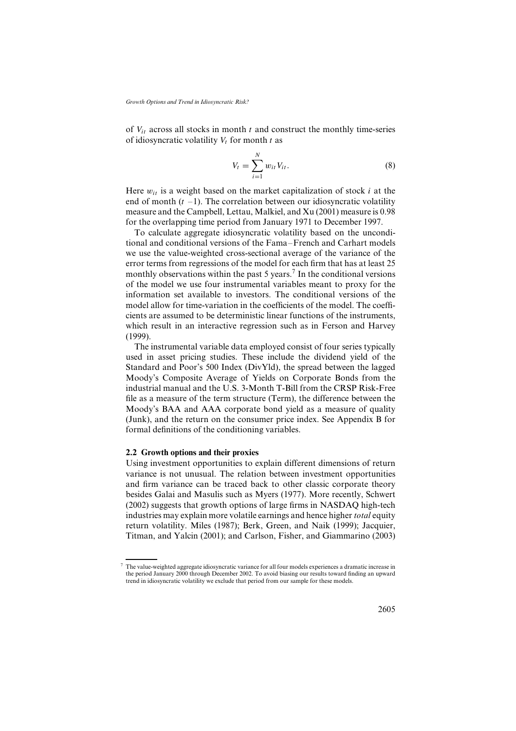of $V_{it}$ across all stocks in month $t$ and construct the monthly time-series of idiosyncratic volatility $V_t$ for month $t$ as

$$V_t = \sum_{i=1}^{N} w_{it} V_{it}. \tag{8}$$

Here $w_{it}$ is a weight based on the market capitalization of stock $i$ at the end of month $(t - 1)$. The correlation between our idiosyncratic volatility measure and the Campbell, Lettau, Malkiel, and Xu (2001) measure is 0.98 for the overlapping time period from January 1971 to December 1997.

To calculate aggregate idiosyncratic volatility based on the unconditional and conditional versions of the Fama–French and Carhart models we use the value-weighted cross-sectional average of the variance of the error terms from regressions of the model for each firm that has at least 25 monthly observations within the past 5 years.[7] In the conditional versions of the model we use four instrumental variables meant to proxy for the information set available to investors. The conditional versions of the model allow for time-variation in the coefficients of the model. The coefficients are assumed to be deterministic linear functions of the instruments, which result in an interactive regression such as in Ferson and Harvey (1999).

The instrumental variable data employed consist of four series typically used in asset pricing studies. These include the dividend yield of the Standard and Poor's 500 Index (DivYld), the spread between the lagged Moody's Composite Average of Yields on Corporate Bonds from the industrial manual and the U.S. 3-Month T-Bill from the CRSP Risk-Free file as a measure of the term structure (Term), the difference between the Moody's BAA and AAA corporate bond yield as a measure of quality (Junk), and the return on the consumer price index. See Appendix B for formal definitions of the conditioning variables.

### 2.2 Growth options and their proxies

Using investment opportunities to explain different dimensions of return variance is not unusual. The relation between investment opportunities and firm variance can be traced back to other classic corporate theory besides Galai and Masulis such as Myers (1977). More recently, Schwert (2002) suggests that growth options of large firms in NASDAQ high-tech industries may explain more volatile earnings and hence higher *total* equity return volatility. Miles (1987); Berk, Green, and Naik (1999); Jacquier, Titman, and Yalcin (2001); and Carlson, Fisher, and Giammarino (2003)

[7] The value-weighted aggregate idiosyncratic variance for all four models experiences a dramatic increase in the period January 2000 through December 2002. To avoid biasing our results toward finding an upward trend in idiosyncratic volatility we exclude that period from our sample for these models.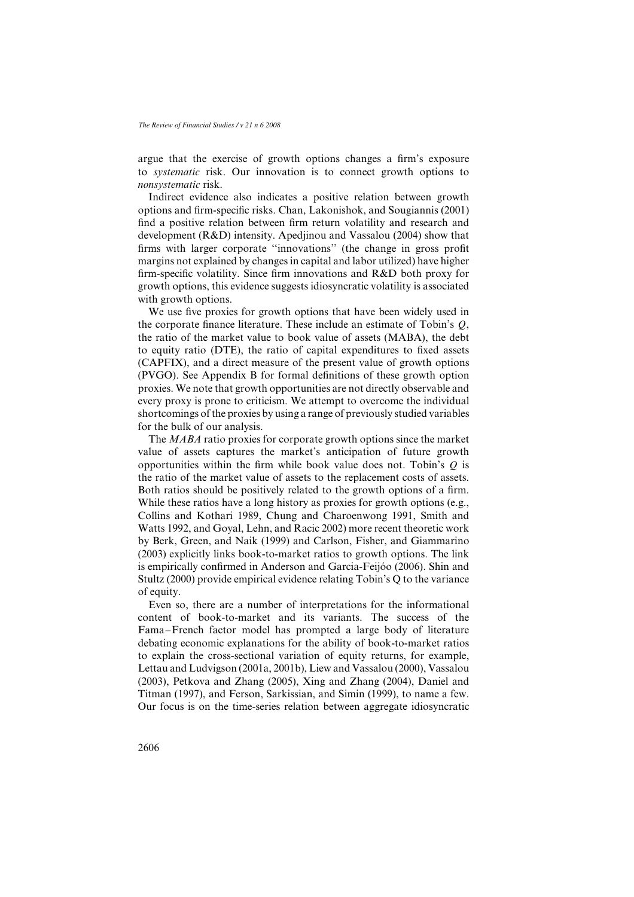argue that the exercise of growth options changes a firm's exposure to *systematic* risk. Our innovation is to connect growth options to *nonsystematic* risk.

Indirect evidence also indicates a positive relation between growth options and firm-specific risks. Chan, Lakonishok, and Sougiannis (2001) find a positive relation between firm return volatility and research and development (R&D) intensity. Apedjinou and Vassalou (2004) show that firms with larger corporate "innovations" (the change in gross profit margins not explained by changes in capital and labor utilized) have higher firm-specific volatility. Since firm innovations and R&D both proxy for growth options, this evidence suggests idiosyncratic volatility is associated with growth options.

We use five proxies for growth options that have been widely used in the corporate finance literature. These include an estimate of Tobin's $Q$, the ratio of the market value to book value of assets (MABA), the debt to equity ratio (DTE), the ratio of capital expenditures to fixed assets (CAPFIX), and a direct measure of the present value of growth options (PVGO). See Appendix B for formal definitions of these growth option proxies. We note that growth opportunities are not directly observable and every proxy is prone to criticism. We attempt to overcome the individual shortcomings of the proxies by using a range of previously studied variables for the bulk of our analysis.

The *MABA* ratio proxies for corporate growth options since the market value of assets captures the market's anticipation of future growth opportunities within the firm while book value does not. Tobin's $Q$ is the ratio of the market value of assets to the replacement costs of assets. Both ratios should be positively related to the growth options of a firm. While these ratios have a long history as proxies for growth options (e.g., Collins and Kothari 1989, Chung and Charoenwong 1991, Smith and Watts 1992, and Goyal, Lehn, and Racic 2002) more recent theoretic work by Berk, Green, and Naik (1999) and Carlson, Fisher, and Giammarino (2003) explicitly links book-to-market ratios to growth options. The link is empirically confirmed in Anderson and Garcia-Feijóo (2006). Shin and Stultz (2000) provide empirical evidence relating Tobin's Q to the variance of equity.

Even so, there are a number of interpretations for the informational content of book-to-market and its variants. The success of the Fama–French factor model has prompted a large body of literature debating economic explanations for the ability of book-to-market ratios to explain the cross-sectional variation of equity returns, for example, Lettau and Ludvigson (2001a, 2001b), Liew and Vassalou (2000), Vassalou (2003), Petkova and Zhang (2005), Xing and Zhang (2004), Daniel and Titman (1997), and Ferson, Sarkissian, and Simin (1999), to name a few. Our focus is on the time-series relation between aggregate idiosyncratic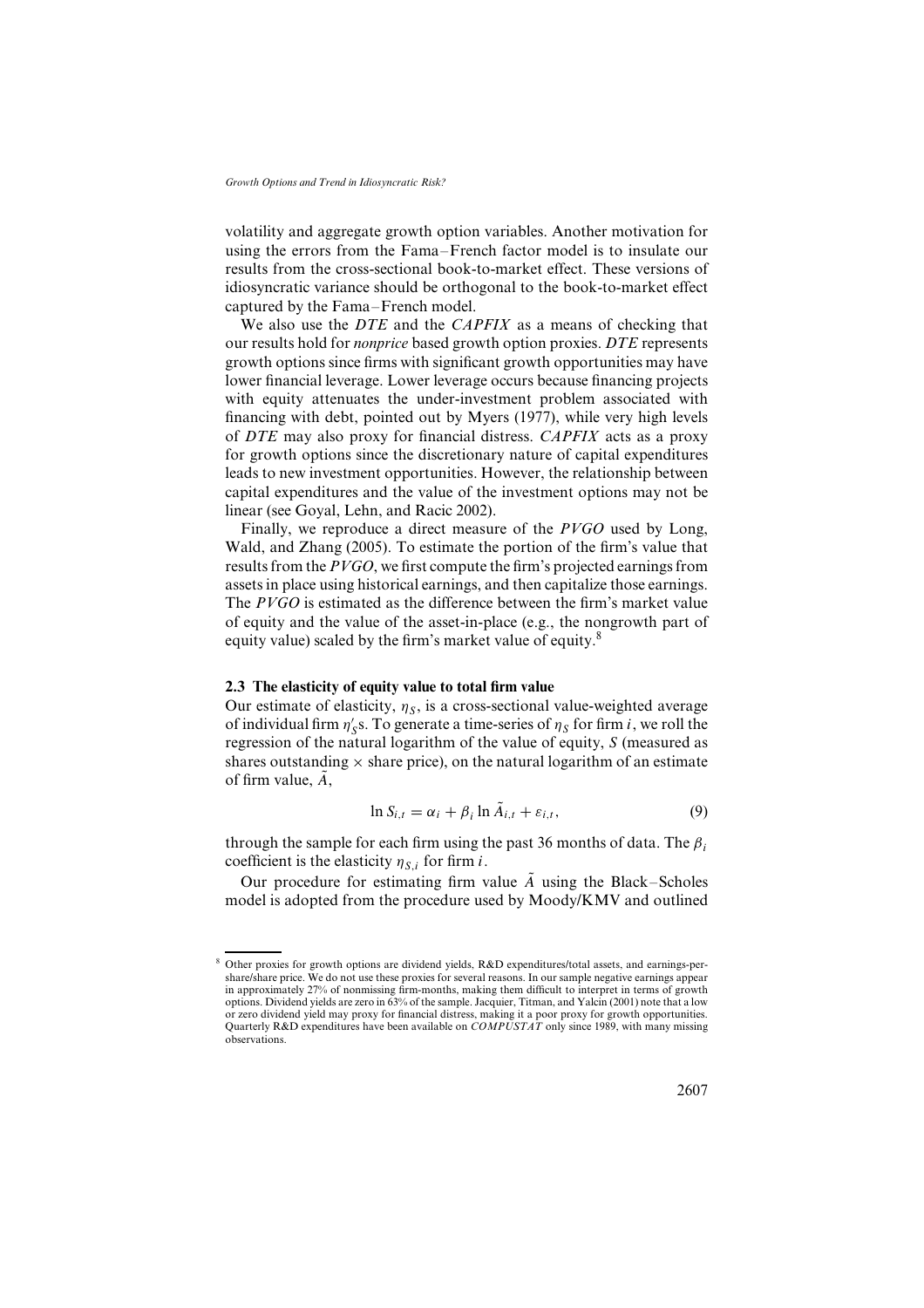volatility and aggregate growth option variables. Another motivation for using the errors from the Fama–French factor model is to insulate our results from the cross-sectional book-to-market effect. These versions of idiosyncratic variance should be orthogonal to the book-to-market effect captured by the Fama–French model.

We also use the *DTE* and the *CAPFIX* as a means of checking that our results hold for *nonprice* based growth option proxies. *DTE* represents growth options since firms with significant growth opportunities may have lower financial leverage. Lower leverage occurs because financing projects with equity attenuates the under-investment problem associated with financing with debt, pointed out by Myers (1977), while very high levels of *DTE* may also proxy for financial distress. *CAPFIX* acts as a proxy for growth options since the discretionary nature of capital expenditures leads to new investment opportunities. However, the relationship between capital expenditures and the value of the investment options may not be linear (see Goyal, Lehn, and Racic 2002).

Finally, we reproduce a direct measure of the *PVGO* used by Long, Wald, and Zhang (2005). To estimate the portion of the firm's value that results from the *PVGO*, we first compute the firm's projected earnings from assets in place using historical earnings, and then capitalize those earnings. The *PVGO* is estimated as the difference between the firm's market value of equity and the value of the asset-in-place (e.g., the nongrowth part of equity value) scaled by the firm's market value of equity.[8]

### 2.3 The elasticity of equity value to total firm value

Our estimate of elasticity, $\eta_S$, is a cross-sectional value-weighted average of individual firm $\eta'_S$s. To generate a time-series of $\eta_S$ for firm $i$, we roll the regression of the natural logarithm of the value of equity, $S$ (measured as shares outstanding $\times$ share price), on the natural logarithm of an estimate of firm value, $\tilde{A}$,

$$\ln S_{i,t} = \alpha_i + \beta_i \ln \tilde{A}_{i,t} + \varepsilon_{i,t}, \tag{9}$$

through the sample for each firm using the past 36 months of data. The $\beta_i$ coefficient is the elasticity $\eta_{S,i}$ for firm $i$.

Our procedure for estimating firm value $\tilde{A}$ using the Black–Scholes model is adopted from the procedure used by Moody/KMV and outlined

[8] Other proxies for growth options are dividend yields, R&D expenditures/total assets, and earnings-per-share/share price. We do not use these proxies for several reasons. In our sample negative earnings appear in approximately 27% of nonmissing firm-months, making them difficult to interpret in terms of growth options. Dividend yields are zero in 63% of the sample. Jacquier, Titman, and Yalcin (2001) note that a low or zero dividend yield may proxy for financial distress, making it a poor proxy for growth opportunities. Quarterly R&D expenditures have been available on *COMPUSTAT* only since 1989, with many missing observations.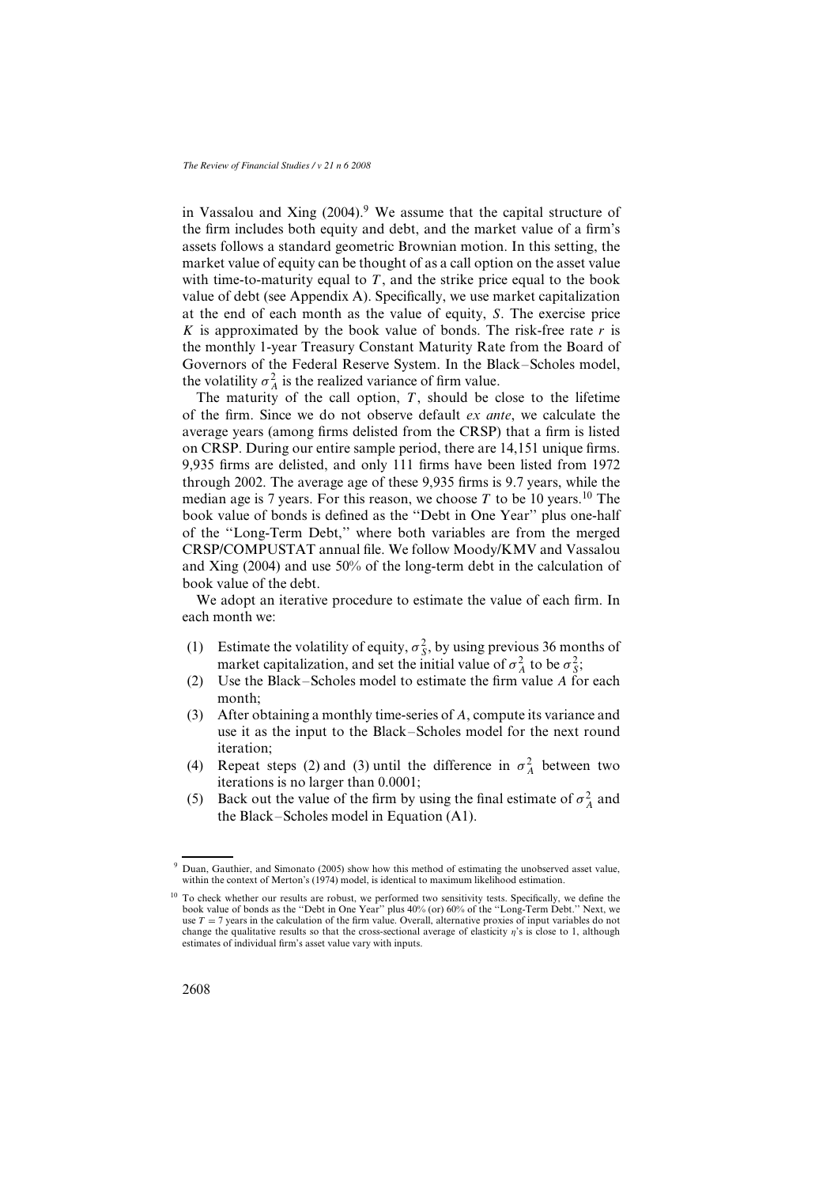in Vassalou and Xing (2004).[9] We assume that the capital structure of the firm includes both equity and debt, and the market value of a firm's assets follows a standard geometric Brownian motion. In this setting, the market value of equity can be thought of as a call option on the asset value with time-to-maturity equal to $T$, and the strike price equal to the book value of debt (see Appendix A). Specifically, we use market capitalization at the end of each month as the value of equity, $S$. The exercise price $K$ is approximated by the book value of bonds. The risk-free rate $r$ is the monthly 1-year Treasury Constant Maturity Rate from the Board of Governors of the Federal Reserve System. In the Black–Scholes model, the volatility $\sigma_A^2$ is the realized variance of firm value.

The maturity of the call option, $T$, should be close to the lifetime of the firm. Since we do not observe default *ex ante*, we calculate the average years (among firms delisted from the CRSP) that a firm is listed on CRSP. During our entire sample period, there are 14,151 unique firms. 9,935 firms are delisted, and only 111 firms have been listed from 1972 through 2002. The average age of these 9,935 firms is 9.7 years, while the median age is 7 years. For this reason, we choose $T$ to be 10 years.[10] The book value of bonds is defined as the "Debt in One Year" plus one-half of the "Long-Term Debt," where both variables are from the merged CRSP/COMPUSTAT annual file. We follow Moody/KMV and Vassalou and Xing (2004) and use 50% of the long-term debt in the calculation of book value of the debt.

We adopt an iterative procedure to estimate the value of each firm. In each month we:

1. Estimate the volatility of equity, $\sigma_S^2$, by using previous 36 months of market capitalization, and set the initial value of $\sigma_A^2$ to be $\sigma_S^2$;
2. Use the Black–Scholes model to estimate the firm value $A$ for each month;
3. After obtaining a monthly time-series of $A$, compute its variance and use it as the input to the Black–Scholes model for the next round iteration;
4. Repeat steps (2) and (3) until the difference in $\sigma_A^2$ between two iterations is no larger than 0.0001;
5. Back out the value of the firm by using the final estimate of $\sigma_A^2$ and the Black–Scholes model in Equation (A1).

---

[9] Duan, Gauthier, and Simonato (2005) show how this method of estimating the unobserved asset value, within the context of Merton's (1974) model, is identical to maximum likelihood estimation.

[10] To check whether our results are robust, we performed two sensitivity tests. Specifically, we define the book value of bonds as the "Debt in One Year" plus 40% (or) 60% of the "Long-Term Debt." Next, we use $T = 7$ years in the calculation of the firm value. Overall, alternative proxies of input variables do not change the qualitative results so that the cross-sectional average of elasticity $\eta$'s is close to 1, although estimates of individual firm's asset value vary with inputs.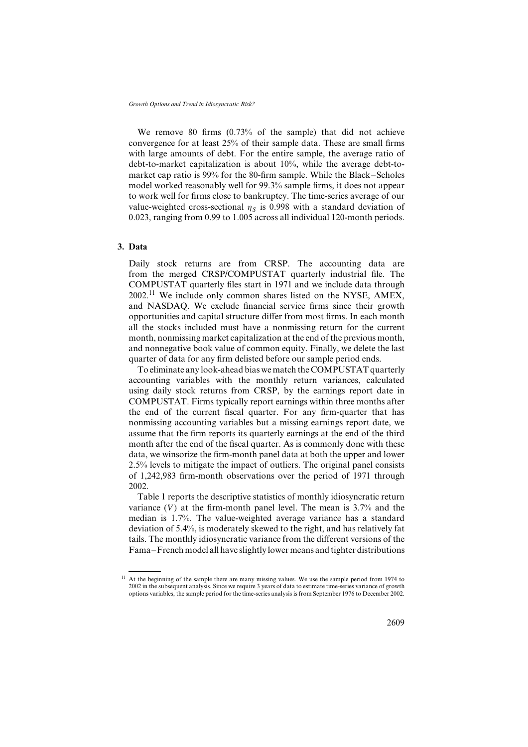We remove 80 firms (0.73% of the sample) that did not achieve convergence for at least 25% of their sample data. These are small firms with large amounts of debt. For the entire sample, the average ratio of debt-to-market capitalization is about 10%, while the average debt-to-market cap ratio is 99% for the 80-firm sample. While the Black–Scholes model worked reasonably well for 99.3% sample firms, it does not appear to work well for firms close to bankruptcy. The time-series average of our value-weighted cross-sectional $\eta_S$ is 0.998 with a standard deviation of 0.023, ranging from 0.99 to 1.005 across all individual 120-month periods.

## 3. Data

Daily stock returns are from CRSP. The accounting data are from the merged CRSP/COMPUSTAT quarterly industrial file. The COMPUSTAT quarterly files start in 1971 and we include data through 2002.[11] We include only common shares listed on the NYSE, AMEX, and NASDAQ. We exclude financial service firms since their growth opportunities and capital structure differ from most firms. In each month all the stocks included must have a nonmissing return for the current month, nonmissing market capitalization at the end of the previous month, and nonnegative book value of common equity. Finally, we delete the last quarter of data for any firm delisted before our sample period ends.

To eliminate any look-ahead bias we match the COMPUSTAT quarterly accounting variables with the monthly return variances, calculated using daily stock returns from CRSP, by the earnings report date in COMPUSTAT. Firms typically report earnings within three months after the end of the current fiscal quarter. For any firm-quarter that has nonmissing accounting variables but a missing earnings report date, we assume that the firm reports its quarterly earnings at the end of the third month after the end of the fiscal quarter. As is commonly done with these data, we winsorize the firm-month panel data at both the upper and lower 2.5% levels to mitigate the impact of outliers. The original panel consists of 1,242,983 firm-month observations over the period of 1971 through 2002.

Table 1 reports the descriptive statistics of monthly idiosyncratic return variance ($V$) at the firm-month panel level. The mean is 3.7% and the median is 1.7%. The value-weighted average variance has a standard deviation of 5.4%, is moderately skewed to the right, and has relatively fat tails. The monthly idiosyncratic variance from the different versions of the Fama–French model all have slightly lower means and tighter distributions

[11] At the beginning of the sample there are many missing values. We use the sample period from 1974 to 2002 in the subsequent analysis. Since we require 3 years of data to estimate time-series variance of growth options variables, the sample period for the time-series analysis is from September 1976 to December 2002.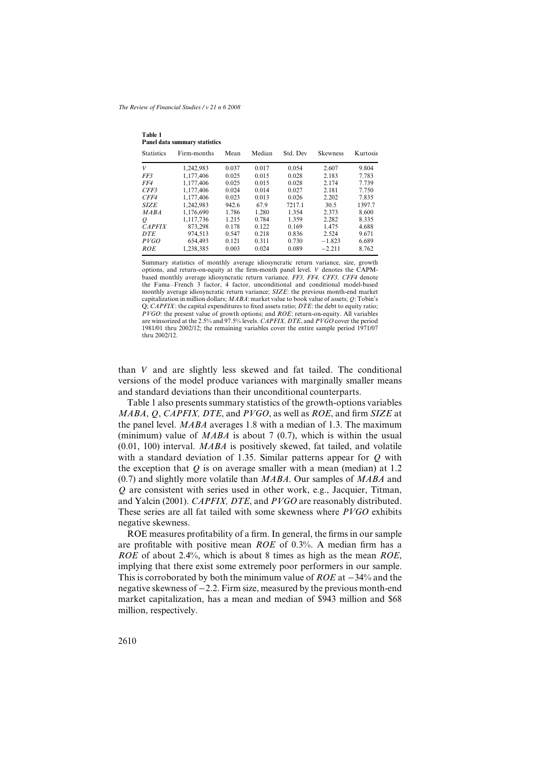**Table 1**
**Panel data summary statistics**

| Statistics | Firm-months | Mean | Median | Std. Dev | Skewness | Kurtosis |
|---|---|---|---|---|---|---|
| *V* | 1,242,983 | 0.037 | 0.017 | 0.054 | 2.607 | 9.804 |
| *FF3* | 1,177,406 | 0.025 | 0.015 | 0.028 | 2.183 | 7.783 |
| *FF4* | 1,177,406 | 0.025 | 0.015 | 0.028 | 2.174 | 7.739 |
| *CFF3* | 1,177,406 | 0.024 | 0.014 | 0.027 | 2.181 | 7.750 |
| *CFF4* | 1,177,406 | 0.023 | 0.013 | 0.026 | 2.202 | 7.835 |
| *SIZE* | 1,242,983 | 942.6 | 67.9 | 7217.1 | 30.5 | 1397.7 |
| *MABA* | 1,176,690 | 1.786 | 1.280 | 1.354 | 2.373 | 8.600 |
| *Q* | 1,117,736 | 1.215 | 0.784 | 1.359 | 2.282 | 8.335 |
| *CAPFIX* | 873,298 | 0.178 | 0.122 | 0.169 | 1.475 | 4.688 |
| *DTE* | 974,513 | 0.547 | 0.218 | 0.836 | 2.524 | 9.671 |
| *PVGO* | 654,493 | 0.121 | 0.311 | 0.730 | −1.823 | 6.689 |
| *ROE* | 1,238,385 | 0.003 | 0.024 | 0.089 | −2.211 | 8.762 |

Summary statistics of monthly average idiosyncratic return variance, size, growth options, and return-on-equity at the firm-month panel level. *V* denotes the CAPM-based monthly average idiosyncratic return variance. *FF3, FF4, CFF3, CFF4* denote the Fama–French 3 factor, 4 factor, unconditional and conditional model-based monthly average idiosyncratic return variance; *SIZE*: the previous month-end market capitalization in million dollars; *MABA*: market value to book value of assets; *Q*: Tobin's Q; *CAPFIX*: the capital expenditures to fixed assets ratio; *DTE*: the debt to equity ratio; *PVGO*: the present value of growth options; and *ROE*: return-on-equity. All variables are winsorized at the 2.5% and 97.5% levels. *CAPFIX, DTE*, and *PVGO* cover the period 1981/01 thru 2002/12; the remaining variables cover the entire sample period 1971/07 thru 2002/12.

than *V* and are slightly less skewed and fat tailed. The conditional versions of the model produce variances with marginally smaller means and standard deviations than their unconditional counterparts.

Table 1 also presents summary statistics of the growth-options variables *MABA*, *Q*, *CAPFIX, DTE*, and *PVGO*, as well as *ROE*, and firm *SIZE* at the panel level. *MABA* averages 1.8 with a median of 1.3. The maximum (minimum) value of *MABA* is about 7 (0.7), which is within the usual (0.01, 100) interval. *MABA* is positively skewed, fat tailed, and volatile with a standard deviation of 1.35. Similar patterns appear for *Q* with the exception that *Q* is on average smaller with a mean (median) at 1.2 (0.7) and slightly more volatile than *MABA*. Our samples of *MABA* and *Q* are consistent with series used in other work, e.g., Jacquier, Titman, and Yalcin (2001). *CAPFIX, DTE*, and *PVGO* are reasonably distributed. These series are all fat tailed with some skewness where *PVGO* exhibits negative skewness.

ROE measures profitability of a firm. In general, the firms in our sample are profitable with positive mean *ROE* of 0.3%. A median firm has a *ROE* of about 2.4%, which is about 8 times as high as the mean *ROE*, implying that there exist some extremely poor performers in our sample. This is corroborated by both the minimum value of *ROE* at −34% and the negative skewness of −2.2. Firm size, measured by the previous month-end market capitalization, has a mean and median of $943 million and $68 million, respectively.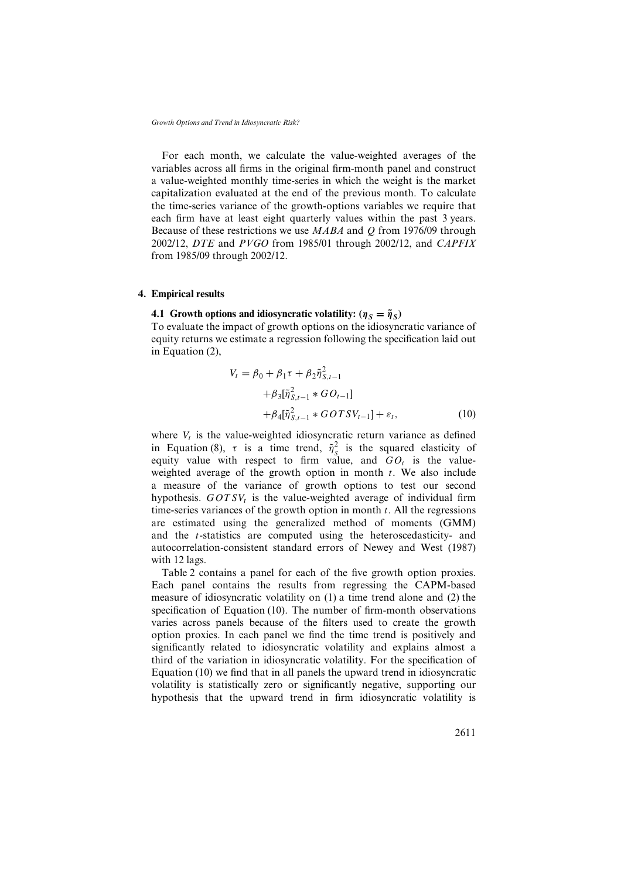For each month, we calculate the value-weighted averages of the variables across all firms in the original firm-month panel and construct a value-weighted monthly time-series in which the weight is the market capitalization evaluated at the end of the previous month. To calculate the time-series variance of the growth-options variables we require that each firm have at least eight quarterly values within the past 3 years. Because of these restrictions we use *MABA* and *Q* from 1976/09 through 2002/12, *DTE* and *PVGO* from 1985/01 through 2002/12, and *CAPFIX* from 1985/09 through 2002/12.

## 4. Empirical results

### 4.1 Growth options and idiosyncratic volatility: ($\eta_S = \tilde{\eta}_S$)

To evaluate the impact of growth options on the idiosyncratic variance of equity returns we estimate a regression following the specification laid out in Equation (2),

$$
\begin{aligned}
V_t = \beta_0 + \beta_1 \tau + \beta_2 \tilde{\eta}_{S,t-1}^2 \\
+ \beta_3 [\tilde{\eta}_{S,t-1}^2 * GO_{t-1}] \\
+ \beta_4 [\tilde{\eta}_{S,t-1}^2 * GOTSV_{t-1}] + \varepsilon_t,
\end{aligned}
\tag{10}
$$

where $V_t$ is the value-weighted idiosyncratic return variance as defined in Equation (8), $\tau$ is a time trend, $\tilde{\eta}_S^2$ is the squared elasticity of equity value with respect to firm value, and $GO_t$ is the value-weighted average of the growth option in month $t$. We also include a measure of the variance of growth options to test our second hypothesis. $GOTSV_t$ is the value-weighted average of individual firm time-series variances of the growth option in month $t$. All the regressions are estimated using the generalized method of moments (GMM) and the $t$-statistics are computed using the heteroscedasticity- and autocorrelation-consistent standard errors of Newey and West (1987) with 12 lags.

Table 2 contains a panel for each of the five growth option proxies. Each panel contains the results from regressing the CAPM-based measure of idiosyncratic volatility on (1) a time trend alone and (2) the specification of Equation (10). The number of firm-month observations varies across panels because of the filters used to create the growth option proxies. In each panel we find the time trend is positively and significantly related to idiosyncratic volatility and explains almost a third of the variation in idiosyncratic volatility. For the specification of Equation (10) we find that in all panels the upward trend in idiosyncratic volatility is statistically zero or significantly negative, supporting our hypothesis that the upward trend in firm idiosyncratic volatility is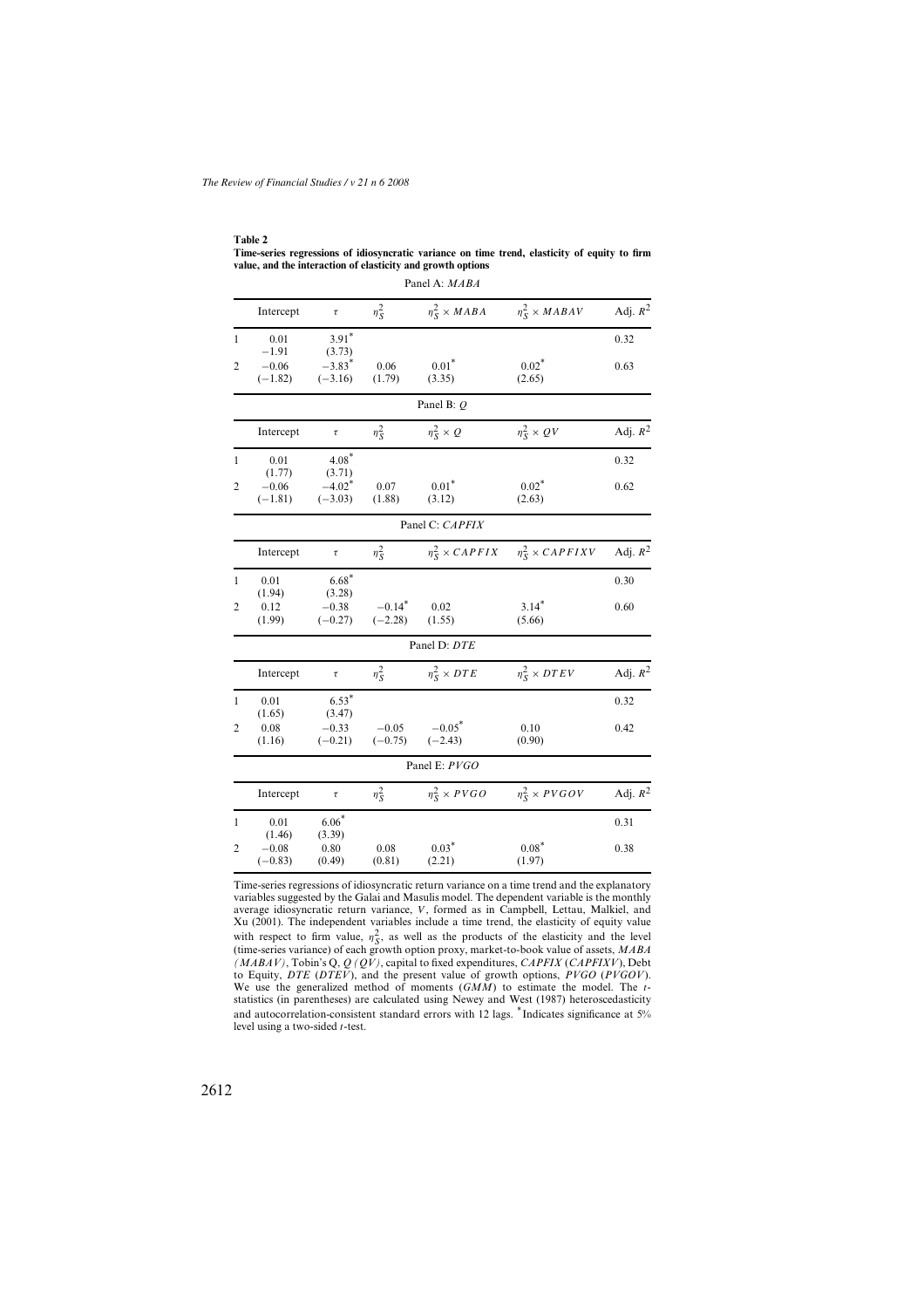**Table 2**

**Time-series regressions of idiosyncratic variance on time trend, elasticity of equity to firm value, and the interaction of elasticity and growth options**

Panel A: *MABA*

| | Intercept | $\tau$ | $\eta_S^2$ | $\eta_S^2 \times MABA$ | $\eta_S^2 \times MABAV$ | Adj. $R^2$ |
|---|---|---|---|---|---|---|
| 1 | 0.01 | 3.91* | | | | 0.32 |
| | −1.91 | (3.73) | | | | |
| 2 | −0.06 | −3.83* | 0.06 | 0.01* | 0.02* | 0.63 |
| | (−1.82) | (−3.16) | (1.79) | (3.35) | (2.65) | |

Panel B: *Q*

| | Intercept | $\tau$ | $\eta_S^2$ | $\eta_S^2 \times Q$ | $\eta_S^2 \times QV$ | Adj. $R^2$ |
|---|---|---|---|---|---|---|
| 1 | 0.01 | 4.08* | | | | 0.32 |
| | (1.77) | (3.71) | | | | |
| 2 | −0.06 | −4.02* | 0.07 | 0.01* | 0.02* | 0.62 |
| | (−1.81) | (−3.03) | (1.88) | (3.12) | (2.63) | |

Panel C: *CAPFIX*

| | Intercept | $\tau$ | $\eta_S^2$ | $\eta_S^2 \times CAPFIX$ | $\eta_S^2 \times CAPFIXV$ | Adj. $R^2$ |
|---|---|---|---|---|---|---|
| 1 | 0.01 | 6.68* | | | | 0.30 |
| | (1.94) | (3.28) | | | | |
| 2 | 0.12 | −0.38 | −0.14* | 0.02 | 3.14* | 0.60 |
| | (1.99) | (−0.27) | (−2.28) | (1.55) | (5.66) | |

Panel D: *DTE*

| | Intercept | $\tau$ | $\eta_S^2$ | $\eta_S^2 \times DTE$ | $\eta_S^2 \times DTEV$ | Adj. $R^2$ |
|---|---|---|---|---|---|---|
| 1 | 0.01 | 6.53* | | | | 0.32 |
| | (1.65) | (3.47) | | | | |
| 2 | 0.08 | −0.33 | −0.05 | −0.05* | 0.10 | 0.42 |
| | (1.16) | (−0.21) | (−0.75) | (−2.43) | (0.90) | |

Panel E: *PVGO*

| | Intercept | $\tau$ | $\eta_S^2$ | $\eta_S^2 \times PVGO$ | $\eta_S^2 \times PVGOV$ | Adj. $R^2$ |
|---|---|---|---|---|---|---|
| 1 | 0.01 | 6.06* | | | | 0.31 |
| | (1.46) | (3.39) | | | | |
| 2 | −0.08 | 0.80 | 0.08 | 0.03* | 0.08* | 0.38 |
| | (−0.83) | (0.49) | (0.81) | (2.21) | (1.97) | |

Time-series regressions of idiosyncratic return variance on a time trend and the explanatory variables suggested by the Galai and Masulis model. The dependent variable is the monthly average idiosyncratic return variance, $V$, formed as in Campbell, Lettau, Malkiel, and Xu (2001). The independent variables include a time trend, the elasticity of equity value with respect to firm value, $\eta_S^2$, as well as the products of the elasticity and the level (time-series variance) of each growth option proxy, market-to-book value of assets, *MABA (MABAV)*, Tobin's Q, *Q (QV)*, capital to fixed expenditures, *CAPFIX* (*CAPFIXV*), Debt to Equity, *DTE* (*DTEV*), and the present value of growth options, *PVGO* (*PVGOV*). We use the generalized method of moments (*GMM*) to estimate the model. The $t$-statistics (in parentheses) are calculated using Newey and West (1987) heteroscedasticity and autocorrelation-consistent standard errors with 12 lags. *Indicates significance at 5% level using a two-sided $t$-test.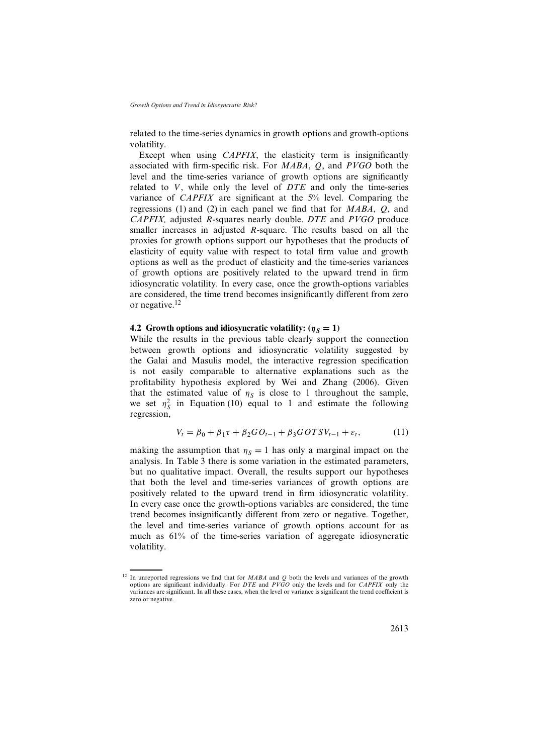related to the time-series dynamics in growth options and growth-options volatility.

Except when using *CAPFIX*, the elasticity term is insignificantly associated with firm-specific risk. For *MABA*, *Q*, and *PVGO* both the level and the time-series variance of growth options are significantly related to $V$, while only the level of *DTE* and only the time-series variance of *CAPFIX* are significant at the 5% level. Comparing the regressions (1) and (2) in each panel we find that for *MABA*, *Q*, and *CAPFIX,* adjusted *R*-squares nearly double. *DTE* and *PVGO* produce smaller increases in adjusted *R*-square. The results based on all the proxies for growth options support our hypotheses that the products of elasticity of equity value with respect to total firm value and growth options as well as the product of elasticity and the time-series variances of growth options are positively related to the upward trend in firm idiosyncratic volatility. In every case, once the growth-options variables are considered, the time trend becomes insignificantly different from zero or negative.[12]

### 4.2 Growth options and idiosyncratic volatility: ($\eta_S = 1$)

While the results in the previous table clearly support the connection between growth options and idiosyncratic volatility suggested by the Galai and Masulis model, the interactive regression specification is not easily comparable to alternative explanations such as the profitability hypothesis explored by Wei and Zhang (2006). Given that the estimated value of $\eta_S$ is close to 1 throughout the sample, we set $\eta_S^2$ in Equation (10) equal to 1 and estimate the following regression,

$$V_t = \beta_0 + \beta_1 \tau + \beta_2 GO_{t-1} + \beta_3 GOTSV_{t-1} + \varepsilon_t, \qquad (11)$$

making the assumption that $\eta_S = 1$ has only a marginal impact on the analysis. In Table 3 there is some variation in the estimated parameters, but no qualitative impact. Overall, the results support our hypotheses that both the level and time-series variances of growth options are positively related to the upward trend in firm idiosyncratic volatility. In every case once the growth-options variables are considered, the time trend becomes insignificantly different from zero or negative. Together, the level and time-series variance of growth options account for as much as 61% of the time-series variation of aggregate idiosyncratic volatility.

---

[12] In unreported regressions we find that for *MABA* and *Q* both the levels and variances of the growth options are significant individually. For *DTE* and *PVGO* only the levels and for *CAPFIX* only the variances are significant. In all these cases, when the level or variance is significant the trend coefficient is zero or negative.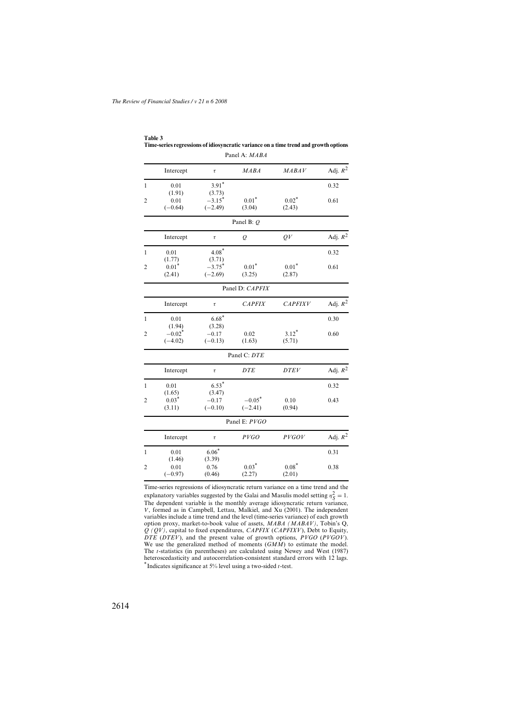**Table 3**
**Time-series regressions of idiosyncratic variance on a time trend and growth options**

Panel A: *MABA*

| | Intercept | $\tau$ | *MABA* | *MABAV* | Adj. $R^2$ |
|---|---|---|---|---|---|
| 1 | 0.01 | 3.91* | | | 0.32 |
| | (1.91) | (3.73) | | | |
| 2 | 0.01 | −3.15* | 0.01* | 0.02* | 0.61 |
| | (−0.64) | (−2.49) | (3.04) | (2.43) | |

Panel B: *Q*

| | Intercept | $\tau$ | *Q* | *QV* | Adj. $R^2$ |
|---|---|---|---|---|---|
| 1 | 0.01 | 4.08* | | | 0.32 |
| | (1.77) | (3.71) | | | |
| 2 | 0.01* | −3.75* | 0.01* | 0.01* | 0.61 |
| | (2.41) | (−2.69) | (3.25) | (2.87) | |

Panel D: *CAPFIX*

| | Intercept | $\tau$ | *CAPFIX* | *CAPFIXV* | Adj. $R^2$ |
|---|---|---|---|---|---|
| 1 | 0.01 | 6.68* | | | 0.30 |
| | (1.94) | (3.28) | | | |
| 2 | −0.02* | −0.17 | 0.02 | 3.12* | 0.60 |
| | (−4.02) | (−0.13) | (1.63) | (5.71) | |

Panel C: *DTE*

| | Intercept | $\tau$ | *DTE* | *DTEV* | Adj. $R^2$ |
|---|---|---|---|---|---|
| 1 | 0.01 | 6.53* | | | 0.32 |
| | (1.65) | (3.47) | | | |
| 2 | 0.03* | −0.17 | −0.05* | 0.10 | 0.43 |
| | (3.11) | (−0.10) | (−2.41) | (0.94) | |

Panel E: *PVGO*

| | Intercept | $\tau$ | *PVGO* | *PVGOV* | Adj. $R^2$ |
|---|---|---|---|---|---|
| 1 | 0.01 | 6.06* | | | 0.31 |
| | (1.46) | (3.39) | | | |
| 2 | 0.01 | 0.76 | 0.03* | 0.08* | 0.38 |
| | (−0.97) | (0.46) | (2.27) | (2.01) | |

Time-series regressions of idiosyncratic return variance on a time trend and the explanatory variables suggested by the Galai and Masulis model setting $\eta_S^2 = 1$. The dependent variable is the monthly average idiosyncratic return variance, $V$, formed as in Campbell, Lettau, Malkiel, and Xu (2001). The independent variables include a time trend and the level (time-series variance) of each growth option proxy, market-to-book value of assets, *MABA (MABAV)*, Tobin's Q, *Q (QV)*, capital to fixed expenditures, *CAPFIX* (*CAPFIXV*), Debt to Equity, *DTE* (*DTEV*), and the present value of growth options, *PVGO* (*PVGOV*). We use the generalized method of moments (*GMM*) to estimate the model. The $t$-statistics (in parentheses) are calculated using Newey and West (1987) heteroscedasticity and autocorrelation-consistent standard errors with 12 lags.
*Indicates significance at 5% level using a two-sided $t$-test.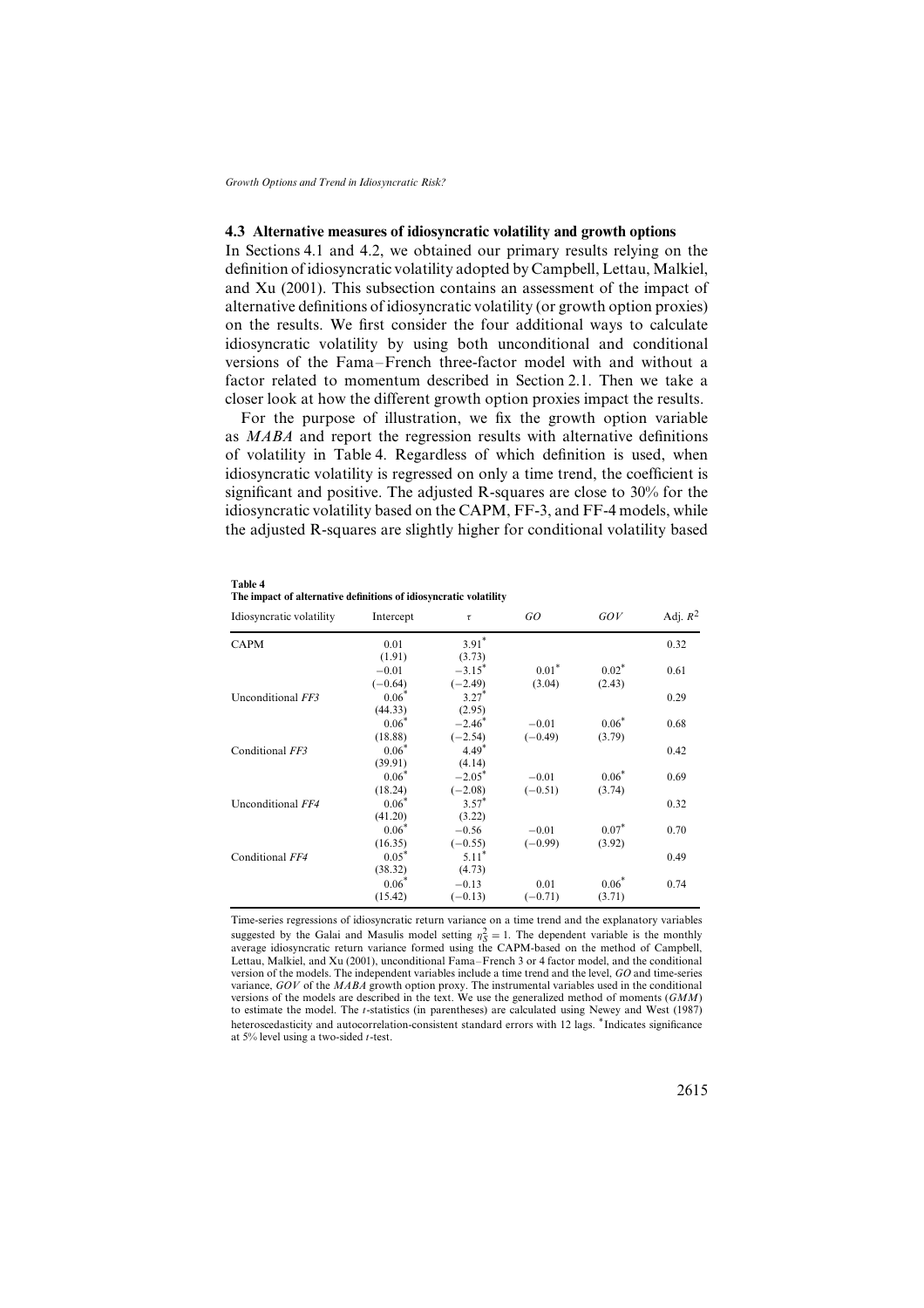### 4.3 Alternative measures of idiosyncratic volatility and growth options

In Sections 4.1 and 4.2, we obtained our primary results relying on the definition of idiosyncratic volatility adopted by Campbell, Lettau, Malkiel, and Xu (2001). This subsection contains an assessment of the impact of alternative definitions of idiosyncratic volatility (or growth option proxies) on the results. We first consider the four additional ways to calculate idiosyncratic volatility by using both unconditional and conditional versions of the Fama–French three-factor model with and without a factor related to momentum described in Section 2.1. Then we take a closer look at how the different growth option proxies impact the results.

For the purpose of illustration, we fix the growth option variable as *MABA* and report the regression results with alternative definitions of volatility in Table 4. Regardless of which definition is used, when idiosyncratic volatility is regressed on only a time trend, the coefficient is significant and positive. The adjusted R-squares are close to 30% for the idiosyncratic volatility based on the CAPM, FF-3, and FF-4 models, while the adjusted R-squares are slightly higher for conditional volatility based

**Table 4**
**The impact of alternative definitions of idiosyncratic volatility**

| Idiosyncratic volatility | Intercept | $\tau$ | *GO* | *GOV* | Adj. $R^2$ |
|---|---|---|---|---|---|
| CAPM | 0.01 | 3.91* | | | 0.32 |
| | (1.91) | (3.73) | | | |
| | −0.01 | −3.15* | 0.01* | 0.02* | 0.61 |
| | (−0.64) | (−2.49) | (3.04) | (2.43) | |
| Unconditional *FF3* | 0.06* | 3.27* | | | 0.29 |
| | (44.33) | (2.95) | | | |
| | 0.06* | −2.46* | −0.01 | 0.06* | 0.68 |
| | (18.88) | (−2.54) | (−0.49) | (3.79) | |
| Conditional *FF3* | 0.06* | 4.49* | | | 0.42 |
| | (39.91) | (4.14) | | | |
| | 0.06* | −2.05* | −0.01 | 0.06* | 0.69 |
| | (18.24) | (−2.08) | (−0.51) | (3.74) | |
| Unconditional *FF4* | 0.06* | 3.57* | | | 0.32 |
| | (41.20) | (3.22) | | | |
| | 0.06* | −0.56 | −0.01 | 0.07* | 0.70 |
| | (16.35) | (−0.55) | (−0.99) | (3.92) | |
| Conditional *FF4* | 0.05* | 5.11* | | | 0.49 |
| | (38.32) | (4.73) | | | |
| | 0.06* | −0.13 | 0.01 | 0.06* | 0.74 |
| | (15.42) | (−0.13) | (−0.71) | (3.71) | |

Time-series regressions of idiosyncratic return variance on a time trend and the explanatory variables suggested by the Galai and Masulis model setting $\eta_S^2 = 1$. The dependent variable is the monthly average idiosyncratic return variance formed using the CAPM-based on the method of Campbell, Lettau, Malkiel, and Xu (2001), unconditional Fama–French 3 or 4 factor model, and the conditional version of the models. The independent variables include a time trend and the level, *GO* and time-series variance, *GOV* of the *MABA* growth option proxy. The instrumental variables used in the conditional versions of the models are described in the text. We use the generalized method of moments (*GMM*) to estimate the model. The *t*-statistics (in parentheses) are calculated using Newey and West (1987) heteroscedasticity and autocorrelation-consistent standard errors with 12 lags. *Indicates significance at 5% level using a two-sided *t*-test.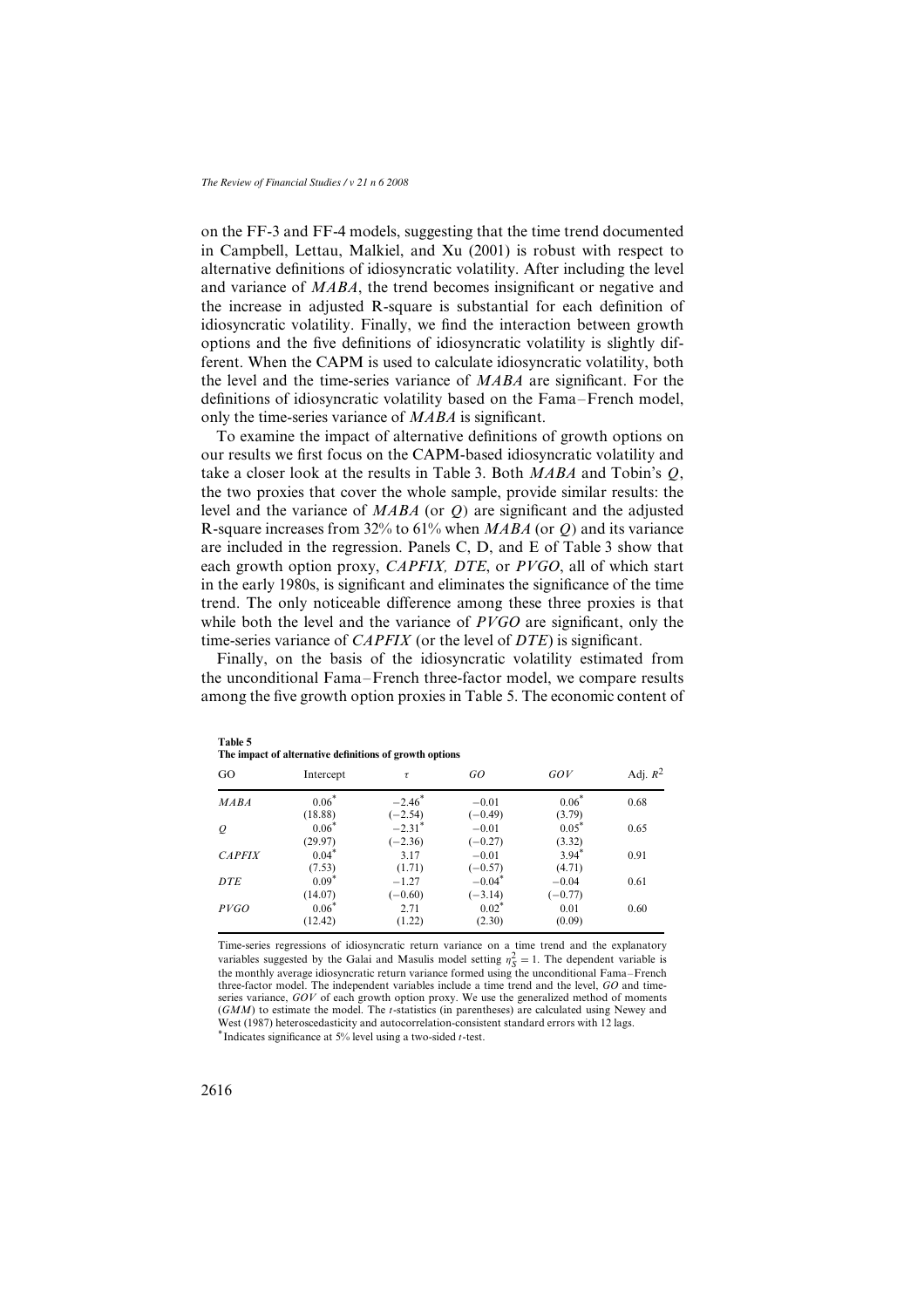on the FF-3 and FF-4 models, suggesting that the time trend documented in Campbell, Lettau, Malkiel, and Xu (2001) is robust with respect to alternative definitions of idiosyncratic volatility. After including the level and variance of *MABA*, the trend becomes insignificant or negative and the increase in adjusted R-square is substantial for each definition of idiosyncratic volatility. Finally, we find the interaction between growth options and the five definitions of idiosyncratic volatility is slightly different. When the CAPM is used to calculate idiosyncratic volatility, both the level and the time-series variance of *MABA* are significant. For the definitions of idiosyncratic volatility based on the Fama–French model, only the time-series variance of *MABA* is significant.

To examine the impact of alternative definitions of growth options on our results we first focus on the CAPM-based idiosyncratic volatility and take a closer look at the results in Table 3. Both *MABA* and Tobin's *Q*, the two proxies that cover the whole sample, provide similar results: the level and the variance of *MABA* (or *Q*) are significant and the adjusted R-square increases from 32% to 61% when *MABA* (or *Q*) and its variance are included in the regression. Panels C, D, and E of Table 3 show that each growth option proxy, *CAPFIX, DTE*, or *PVGO*, all of which start in the early 1980s, is significant and eliminates the significance of the time trend. The only noticeable difference among these three proxies is that while both the level and the variance of *PVGO* are significant, only the time-series variance of *CAPFIX* (or the level of *DTE*) is significant.

Finally, on the basis of the idiosyncratic volatility estimated from the unconditional Fama–French three-factor model, we compare results among the five growth option proxies in Table 5. The economic content of

**Table 5**
**The impact of alternative definitions of growth options**

| GO | Intercept | $\tau$ | *GO* | *GOV* | Adj. $R^2$ |
|---|---|---|---|---|---|
| *MABA* | 0.06* | −2.46* | −0.01 | 0.06* | 0.68 |
| | (18.88) | (−2.54) | (−0.49) | (3.79) | |
| *Q* | 0.06* | −2.31* | −0.01 | 0.05* | 0.65 |
| | (29.97) | (−2.36) | (−0.27) | (3.32) | |
| *CAPFIX* | 0.04* | 3.17 | −0.01 | 3.94* | 0.91 |
| | (7.53) | (1.71) | (−0.57) | (4.71) | |
| *DTE* | 0.09* | −1.27 | −0.04* | −0.04 | 0.61 |
| | (14.07) | (−0.60) | (−3.14) | (−0.77) | |
| *PVGO* | 0.06* | 2.71 | 0.02* | 0.01 | 0.60 |
| | (12.42) | (1.22) | (2.30) | (0.09) | |

Time-series regressions of idiosyncratic return variance on a time trend and the explanatory variables suggested by the Galai and Masulis model setting $\eta_S^2 = 1$. The dependent variable is the monthly average idiosyncratic return variance formed using the unconditional Fama–French three-factor model. The independent variables include a time trend and the level, *GO* and time-series variance, *GOV* of each growth option proxy. We use the generalized method of moments (*GMM*) to estimate the model. The *t*-statistics (in parentheses) are calculated using Newey and West (1987) heteroscedasticity and autocorrelation-consistent standard errors with 12 lags.

*Indicates significance at 5% level using a two-sided *t*-test.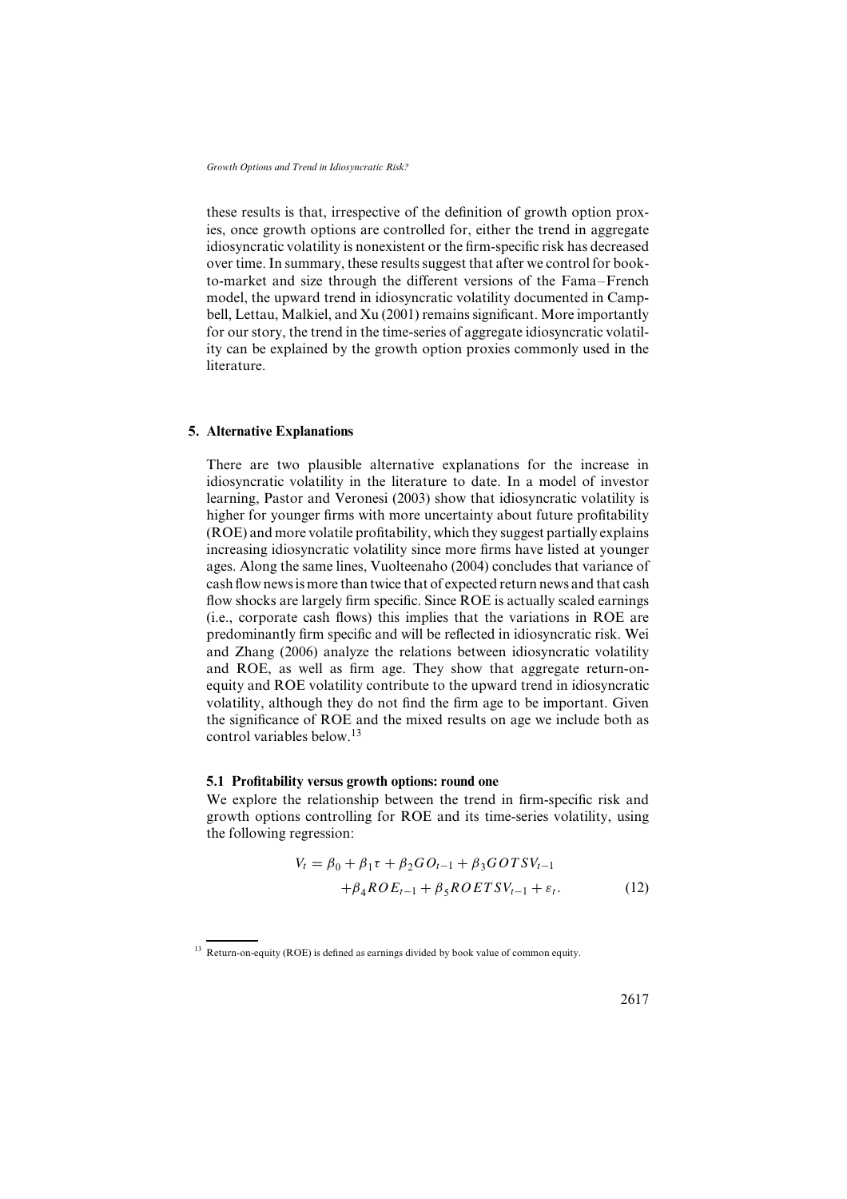these results is that, irrespective of the definition of growth option proxies, once growth options are controlled for, either the trend in aggregate idiosyncratic volatility is nonexistent or the firm-specific risk has decreased over time. In summary, these results suggest that after we control for book-to-market and size through the different versions of the Fama–French model, the upward trend in idiosyncratic volatility documented in Campbell, Lettau, Malkiel, and Xu (2001) remains significant. More importantly for our story, the trend in the time-series of aggregate idiosyncratic volatility can be explained by the growth option proxies commonly used in the literature.

## 5. Alternative Explanations

There are two plausible alternative explanations for the increase in idiosyncratic volatility in the literature to date. In a model of investor learning, Pastor and Veronesi (2003) show that idiosyncratic volatility is higher for younger firms with more uncertainty about future profitability (ROE) and more volatile profitability, which they suggest partially explains increasing idiosyncratic volatility since more firms have listed at younger ages. Along the same lines, Vuolteenaho (2004) concludes that variance of cash flow news is more than twice that of expected return news and that cash flow shocks are largely firm specific. Since ROE is actually scaled earnings (i.e., corporate cash flows) this implies that the variations in ROE are predominantly firm specific and will be reflected in idiosyncratic risk. Wei and Zhang (2006) analyze the relations between idiosyncratic volatility and ROE, as well as firm age. They show that aggregate return-on-equity and ROE volatility contribute to the upward trend in idiosyncratic volatility, although they do not find the firm age to be important. Given the significance of ROE and the mixed results on age we include both as control variables below.[13]

### 5.1 Profitability versus growth options: round one

We explore the relationship between the trend in firm-specific risk and growth options controlling for ROE and its time-series volatility, using the following regression:

$$V_t = \beta_0 + \beta_1 \tau + \beta_2 GO_{t-1} + \beta_3 GOTSV_{t-1} + \beta_4 ROE_{t-1} + \beta_5 ROETSV_{t-1} + \varepsilon_t. \tag{12}$$

[13] Return-on-equity (ROE) is defined as earnings divided by book value of common equity.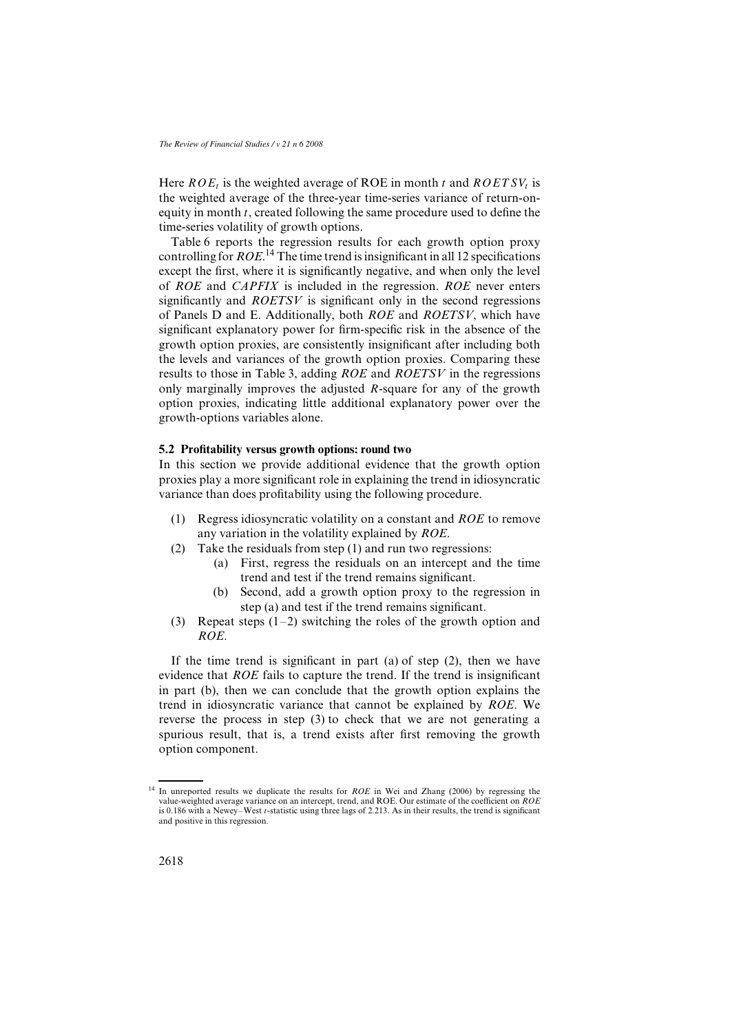Here $ROE_t$ is the weighted average of ROE in month $t$ and $ROETSV_t$ is the weighted average of the three-year time-series variance of return-on-equity in month $t$, created following the same procedure used to define the time-series volatility of growth options.

Table 6 reports the regression results for each growth option proxy controlling for *ROE*.[14] The time trend is insignificant in all 12 specifications except the first, where it is significantly negative, and when only the level of *ROE* and *CAPFIX* is included in the regression. *ROE* never enters significantly and *ROETSV* is significant only in the second regressions of Panels D and E. Additionally, both *ROE* and *ROETSV*, which have significant explanatory power for firm-specific risk in the absence of the growth option proxies, are consistently insignificant after including both the levels and variances of the growth option proxies. Comparing these results to those in Table 3, adding *ROE* and *ROETSV* in the regressions only marginally improves the adjusted $R$-square for any of the growth option proxies, indicating little additional explanatory power over the growth-options variables alone.

### 5.2 Profitability versus growth options: round two

In this section we provide additional evidence that the growth option proxies play a more significant role in explaining the trend in idiosyncratic variance than does profitability using the following procedure.

(1) Regress idiosyncratic volatility on a constant and *ROE* to remove any variation in the volatility explained by *ROE*.
(2) Take the residuals from step (1) and run two regressions:
  (a) First, regress the residuals on an intercept and the time trend and test if the trend remains significant.
  (b) Second, add a growth option proxy to the regression in step (a) and test if the trend remains significant.
(3) Repeat steps (1–2) switching the roles of the growth option and *ROE*.

If the time trend is significant in part (a) of step (2), then we have evidence that *ROE* fails to capture the trend. If the trend is insignificant in part (b), then we can conclude that the growth option explains the trend in idiosyncratic variance that cannot be explained by *ROE*. We reverse the process in step (3) to check that we are not generating a spurious result, that is, a trend exists after first removing the growth option component.

[14] In unreported results we duplicate the results for *ROE* in Wei and Zhang (2006) by regressing the value-weighted average variance on an intercept, trend, and ROE. Our estimate of the coefficient on *ROE* is 0.186 with a Newey–West $t$-statistic using three lags of 2.213. As in their results, the trend is significant and positive in this regression.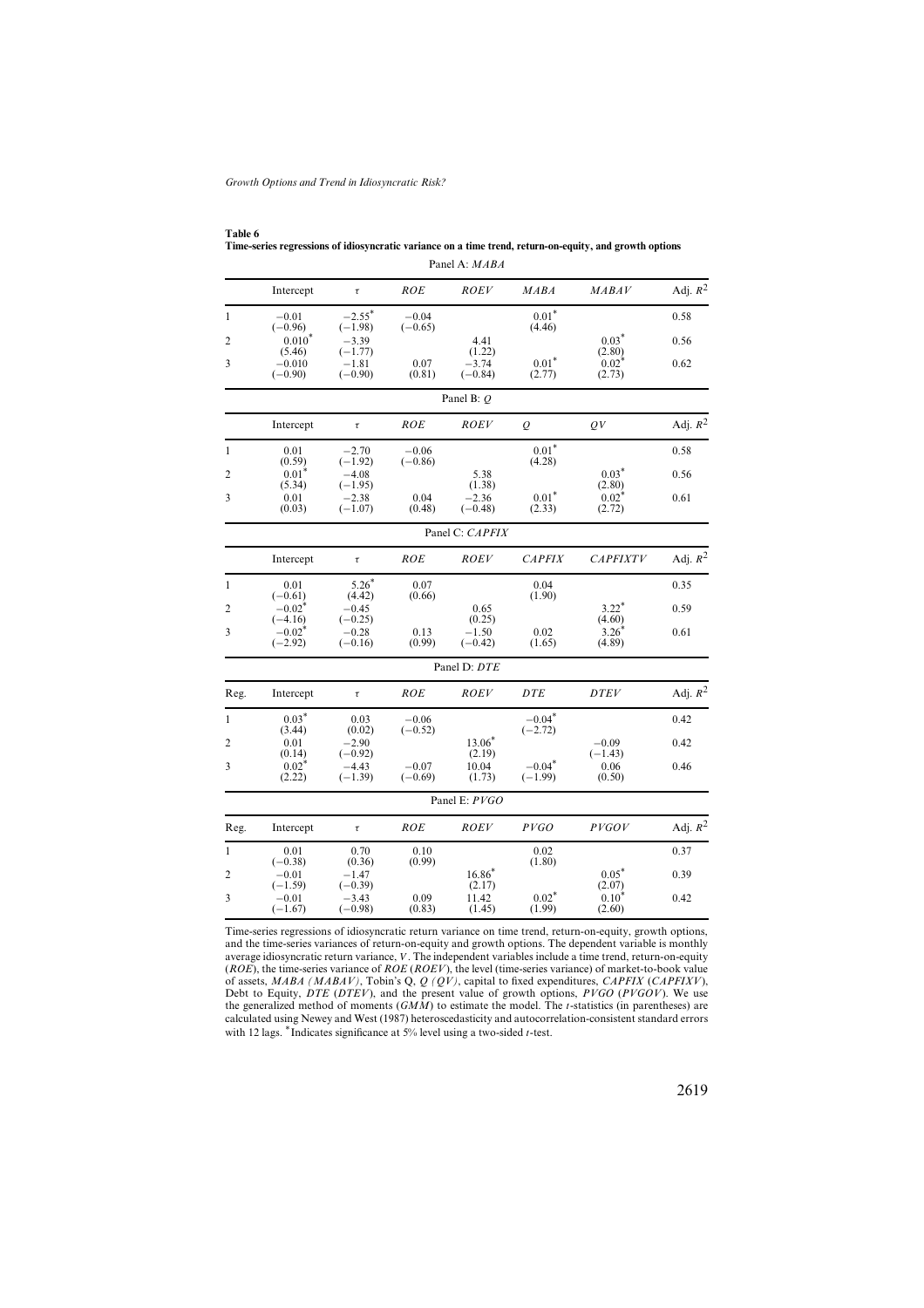**Table 6**
**Time-series regressions of idiosyncratic variance on a time trend, return-on-equity, and growth options**

Panel A: *MABA*

| | Intercept | $\tau$ | *ROE* | *ROEV* | *MABA* | *MABAV* | Adj. $R^2$ |
|---|---|---|---|---|---|---|---|
| 1 | −0.01 (−0.96) | −2.55* (−1.98) | −0.04 (−0.65) | | 0.01* (4.46) | | 0.58 |
| 2 | 0.010* (5.46) | −3.39 (−1.77) | | 4.41 (1.22) | | 0.03* (2.80) | 0.56 |
| 3 | −0.010 (−0.90) | −1.81 (−0.90) | 0.07 (0.81) | −3.74 (−0.84) | 0.01* (2.77) | 0.02* (2.73) | 0.62 |

Panel B: *Q*

| | Intercept | $\tau$ | *ROE* | *ROEV* | *Q* | *QV* | Adj. $R^2$ |
|---|---|---|---|---|---|---|---|
| 1 | 0.01 (0.59) | −2.70 (−1.92) | −0.06 (−0.86) | | 0.01* (4.28) | | 0.58 |
| 2 | 0.01* (5.34) | −4.08 (−1.95) | | 5.38 (1.38) | | 0.03* (2.80) | 0.56 |
| 3 | 0.01 (0.03) | −2.38 (−1.07) | 0.04 (0.48) | −2.36 (−0.48) | 0.01* (2.33) | 0.02* (2.72) | 0.61 |

Panel C: *CAPFIX*

| | Intercept | $\tau$ | *ROE* | *ROEV* | *CAPFIX* | *CAPFIXTV* | Adj. $R^2$ |
|---|---|---|---|---|---|---|---|
| 1 | 0.01 (−0.61) | 5.26* (4.42) | 0.07 (0.66) | | 0.04 (1.90) | | 0.35 |
| 2 | −0.02* (−4.16) | −0.45 (−0.25) | | 0.65 (0.25) | | 3.22* (4.60) | 0.59 |
| 3 | −0.02* (−2.92) | −0.28 (−0.16) | 0.13 (0.99) | −1.50 (−0.42) | 0.02 (1.65) | 3.26* (4.89) | 0.61 |

Panel D: *DTE*

| Reg. | Intercept | $\tau$ | *ROE* | *ROEV* | *DTE* | *DTEV* | Adj. $R^2$ |
|---|---|---|---|---|---|---|---|
| 1 | 0.03* (3.44) | 0.03 (0.02) | −0.06 (−0.52) | | −0.04* (−2.72) | | 0.42 |
| 2 | 0.01 (0.14) | −2.90 (−0.92) | | 13.06* (2.19) | | −0.09 (−1.43) | 0.42 |
| 3 | 0.02* (2.22) | −4.43 (−1.39) | −0.07 (−0.69) | 10.04 (1.73) | −0.04* (−1.99) | 0.06 (0.50) | 0.46 |

Panel E: *PVGO*

| Reg. | Intercept | $\tau$ | *ROE* | *ROEV* | *PVGO* | *PVGOV* | Adj. $R^2$ |
|---|---|---|---|---|---|---|---|
| 1 | 0.01 (−0.38) | 0.70 (0.36) | 0.10 (0.99) | | 0.02 (1.80) | | 0.37 |
| 2 | −0.01 (−1.59) | −1.47 (−0.39) | | 16.86* (2.17) | | 0.05* (2.07) | 0.39 |
| 3 | −0.01 (−1.67) | −3.43 (−0.98) | 0.09 (0.83) | 11.42 (1.45) | 0.02* (1.99) | 0.10* (2.60) | 0.42 |

Time-series regressions of idiosyncratic return variance on time trend, return-on-equity, growth options, and the time-series variances of return-on-equity and growth options. The dependent variable is monthly average idiosyncratic return variance, $V$. The independent variables include a time trend, return-on-equity (*ROE*), the time-series variance of *ROE* (*ROEV*), the level (time-series variance) of market-to-book value of assets, *MABA (MABAV)*, Tobin's Q, *Q (QV)*, capital to fixed expenditures, *CAPFIX* (*CAPFIXV*), Debt to Equity, *DTE* (*DTEV*), and the present value of growth options, *PVGO* (*PVGOV*). We use the generalized method of moments (*GMM*) to estimate the model. The $t$-statistics (in parentheses) are calculated using Newey and West (1987) heteroscedasticity and autocorrelation-consistent standard errors with 12 lags. *Indicates significance at 5% level using a two-sided $t$-test.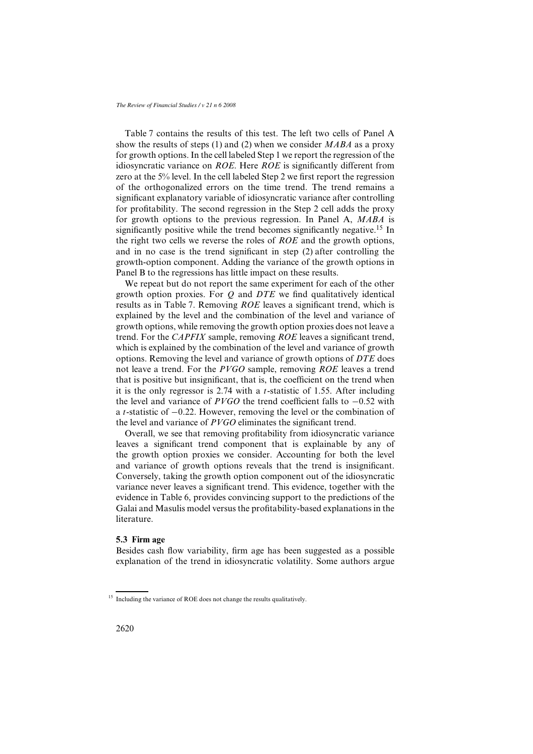Table 7 contains the results of this test. The left two cells of Panel A show the results of steps (1) and (2) when we consider *MABA* as a proxy for growth options. In the cell labeled Step 1 we report the regression of the idiosyncratic variance on *ROE*. Here *ROE* is significantly different from zero at the 5% level. In the cell labeled Step 2 we first report the regression of the orthogonalized errors on the time trend. The trend remains a significant explanatory variable of idiosyncratic variance after controlling for profitability. The second regression in the Step 2 cell adds the proxy for growth options to the previous regression. In Panel A, *MABA* is significantly positive while the trend becomes significantly negative.[15] In the right two cells we reverse the roles of *ROE* and the growth options, and in no case is the trend significant in step (2) after controlling the growth-option component. Adding the variance of the growth options in Panel B to the regressions has little impact on these results.

We repeat but do not report the same experiment for each of the other growth option proxies. For *Q* and *DTE* we find qualitatively identical results as in Table 7. Removing *ROE* leaves a significant trend, which is explained by the level and the combination of the level and variance of growth options, while removing the growth option proxies does not leave a trend. For the *CAPFIX* sample, removing *ROE* leaves a significant trend, which is explained by the combination of the level and variance of growth options. Removing the level and variance of growth options of *DTE* does not leave a trend. For the *PVGO* sample, removing *ROE* leaves a trend that is positive but insignificant, that is, the coefficient on the trend when it is the only regressor is 2.74 with a $t$-statistic of 1.55. After including the level and variance of *PVGO* the trend coefficient falls to $-0.52$ with a $t$-statistic of $-0.22$. However, removing the level or the combination of the level and variance of *PVGO* eliminates the significant trend.

Overall, we see that removing profitability from idiosyncratic variance leaves a significant trend component that is explainable by any of the growth option proxies we consider. Accounting for both the level and variance of growth options reveals that the trend is insignificant. Conversely, taking the growth option component out of the idiosyncratic variance never leaves a significant trend. This evidence, together with the evidence in Table 6, provides convincing support to the predictions of the Galai and Masulis model versus the profitability-based explanations in the literature.

### 5.3 Firm age

Besides cash flow variability, firm age has been suggested as a possible explanation of the trend in idiosyncratic volatility. Some authors argue

[15] Including the variance of ROE does not change the results qualitatively.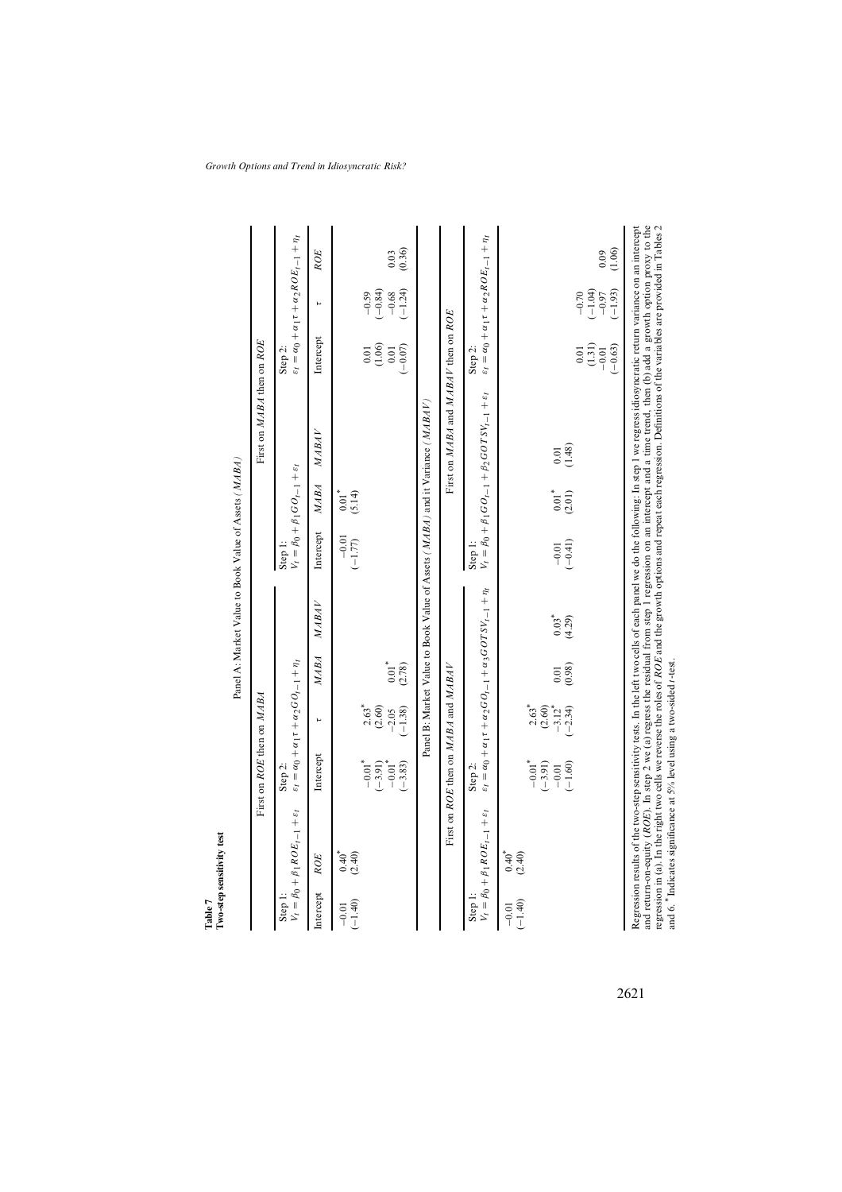**Table 7**
**Two-step sensitivity test**

Panel A: Market Value to Book Value of Assets (*MABA*)

| First on *ROE* then on *MABA* | | | | | | First on *MABA* then on *ROE* | | | | | |
|---|---|---|---|---|---|---|---|---|---|---|---|
| Step 1: $V_t = \beta_0 + \beta_1 ROE_{t-1} + \varepsilon_t$ | | Step 2: $\varepsilon_t = \alpha_0 + \alpha_1\tau + \alpha_2 GO_{t-1} + \eta_t$ | | | | Step 1: $V_t = \beta_0 + \beta_1 GO_{t-1} + \varepsilon_t$ | | | Step 2: $\varepsilon_t = \alpha_0 + \alpha_1\tau + \alpha_2 ROE_{t-1} + \eta_t$ | | |
| Intercept | *ROE* | Intercept | $\tau$ | *MABA* | *MABAV* | Intercept | *MABA* | *MABAV* | Intercept | $\tau$ | *ROE* |
| −0.01 | 0.40* | | | | | −0.01 | 0.01* | | | | |
| (−1.40) | (2.40) | | | | | (−1.77) | (5.14) | | | | |
| | | −0.01* | 2.63* | | | | | | 0.01 | −0.59 | |
| | | (−3.91) | (2.60) | | | | | | (1.06) | (−0.84) | |
| | | −0.01* | −2.05 | 0.01* | | | | | 0.01 | −0.68 | 0.03 |
| | | (−3.83) | (−1.38) | (2.78) | | | | | (−0.07) | (−1.24) | (0.36) |

Panel B: Market Value to Book Value of Assets (*MABA*) and it Variance (*MABAV*)

| First on *ROE* then on *MABA* and *MABAV* | | | | | | First on *MABA* and *MABAV* then on *ROE* | | | | | |
|---|---|---|---|---|---|---|---|---|---|---|---|
| Step 1: $V_t = \beta_0 + \beta_1 ROE_{t-1} + \varepsilon_t$ | | Step 2: $\varepsilon_t = \alpha_0 + \alpha_1\tau + \alpha_2 GO_{t-1} + \alpha_3 GOTSV_{t-1} + \eta_t$ | | | | Step 1: $V_t = \beta_0 + \beta_1 GO_{t-1} + \beta_2 GOTSV_{t-1} + \varepsilon_t$ | | | Step 2: $\varepsilon_t = \alpha_0 + \alpha_1\tau + \alpha_2 ROE_{t-1} + \eta_t$ | | |
| −0.01 | 0.40* | | | | | | | | | | |
| (−1.40) | (2.40) | | | | | | | | | | |
| | | −0.01* | 2.63* | | | | | | | | |
| | | (−3.91) | (2.60) | | | | | | | | |
| | | −0.01 | −3.12* | 0.01 | 0.03* | −0.01 | 0.01* | 0.01 | | | |
| | | (−1.60) | (−2.34) | (0.98) | (4.29) | (−0.41) | (2.01) | (1.48) | | | |
| | | | | | | | | | 0.01 | −0.70 | |
| | | | | | | | | | (1.31) | (−1.04) | |
| | | | | | | | | | −0.01 | −0.97 | 0.09 |
| | | | | | | | | | (−0.63) | (−1.93) | (1.06) |

Regression results of the two-step sensitivity tests. In the left two cells of each panel we do the following: In step 1 we regress idiosyncratic return variance on an intercept and return-on-equity (*ROE*). In step 2 we (a) regress the residual from step 1 regression on an intercept and a time trend, then (b) add a growth option proxy to the regression in (a). In the right two cells we reverse the roles of *ROE* and the growth options and repeat each regression. Definitions of the variables are provided in Tables 2 and 6. * Indicates significance at 5% level using a two-sided *t*-test.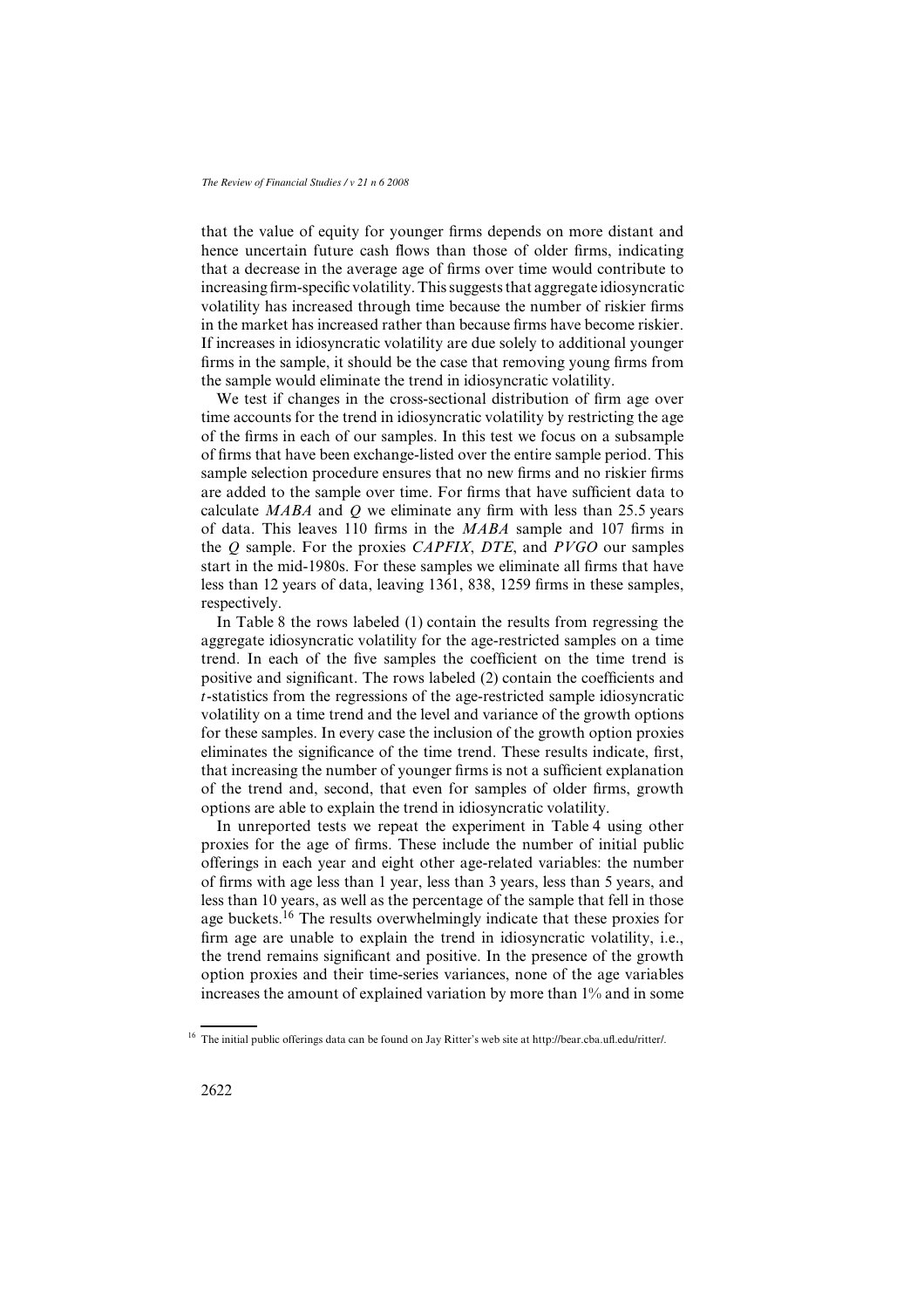that the value of equity for younger firms depends on more distant and hence uncertain future cash flows than those of older firms, indicating that a decrease in the average age of firms over time would contribute to increasing firm-specific volatility. This suggests that aggregate idiosyncratic volatility has increased through time because the number of riskier firms in the market has increased rather than because firms have become riskier. If increases in idiosyncratic volatility are due solely to additional younger firms in the sample, it should be the case that removing young firms from the sample would eliminate the trend in idiosyncratic volatility.

We test if changes in the cross-sectional distribution of firm age over time accounts for the trend in idiosyncratic volatility by restricting the age of the firms in each of our samples. In this test we focus on a subsample of firms that have been exchange-listed over the entire sample period. This sample selection procedure ensures that no new firms and no riskier firms are added to the sample over time. For firms that have sufficient data to calculate *MABA* and *Q* we eliminate any firm with less than 25.5 years of data. This leaves 110 firms in the *MABA* sample and 107 firms in the *Q* sample. For the proxies *CAPFIX*, *DTE*, and *PVGO* our samples start in the mid-1980s. For these samples we eliminate all firms that have less than 12 years of data, leaving 1361, 838, 1259 firms in these samples, respectively.

In Table 8 the rows labeled (1) contain the results from regressing the aggregate idiosyncratic volatility for the age-restricted samples on a time trend. In each of the five samples the coefficient on the time trend is positive and significant. The rows labeled (2) contain the coefficients and $t$-statistics from the regressions of the age-restricted sample idiosyncratic volatility on a time trend and the level and variance of the growth options for these samples. In every case the inclusion of the growth option proxies eliminates the significance of the time trend. These results indicate, first, that increasing the number of younger firms is not a sufficient explanation of the trend and, second, that even for samples of older firms, growth options are able to explain the trend in idiosyncratic volatility.

In unreported tests we repeat the experiment in Table 4 using other proxies for the age of firms. These include the number of initial public offerings in each year and eight other age-related variables: the number of firms with age less than 1 year, less than 3 years, less than 5 years, and less than 10 years, as well as the percentage of the sample that fell in those age buckets.[16] The results overwhelmingly indicate that these proxies for firm age are unable to explain the trend in idiosyncratic volatility, i.e., the trend remains significant and positive. In the presence of the growth option proxies and their time-series variances, none of the age variables increases the amount of explained variation by more than 1% and in some

[16] The initial public offerings data can be found on Jay Ritter's web site at http://bear.cba.ufl.edu/ritter/.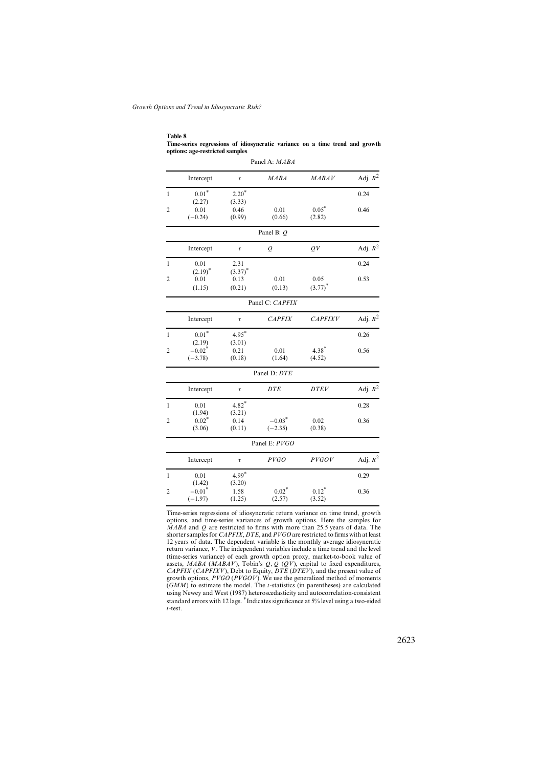**Table 8**
**Time-series regressions of idiosyncratic variance on a time trend and growth options: age-restricted samples**

Panel A: *MABA*

| | Intercept | $\tau$ | *MABA* | *MABAV* | Adj. $R^2$ |
|---|---|---|---|---|---|
| 1 | 0.01* | 2.20* | | | 0.24 |
| | (2.27) | (3.33) | | | |
| 2 | 0.01 | 0.46 | 0.01 | 0.05* | 0.46 |
| | (−0.24) | (0.99) | (0.66) | (2.82) | |

Panel B: *Q*

| | Intercept | $\tau$ | *Q* | *QV* | Adj. $R^2$ |
|---|---|---|---|---|---|
| 1 | 0.01 | 2.31 | | | 0.24 |
| | (2.19)* | (3.37)* | | | |
| 2 | 0.01 | 0.13 | 0.01 | 0.05 | 0.53 |
| | (1.15) | (0.21) | (0.13) | (3.77)* | |

Panel C: *CAPFIX*

| | Intercept | $\tau$ | *CAPFIX* | *CAPFIXV* | Adj. $R^2$ |
|---|---|---|---|---|---|
| 1 | 0.01* | 4.95* | | | 0.26 |
| | (2.19) | (3.01) | | | |
| 2 | −0.02* | 0.21 | 0.01 | 4.38* | 0.56 |
| | (−3.78) | (0.18) | (1.64) | (4.52) | |

Panel D: *DTE*

| | Intercept | $\tau$ | *DTE* | *DTEV* | Adj. $R^2$ |
|---|---|---|---|---|---|
| 1 | 0.01 | 4.82* | | | 0.28 |
| | (1.94) | (3.21) | | | |
| 2 | 0.02* | 0.14 | −0.03* | 0.02 | 0.36 |
| | (3.06) | (0.11) | (−2.35) | (0.38) | |

Panel E: *PVGO*

| | Intercept | $\tau$ | *PVGO* | *PVGOV* | Adj. $R^2$ |
|---|---|---|---|---|---|
| 1 | 0.01 | 4.99* | | | 0.29 |
| | (1.42) | (3.20) | | | |
| 2 | −0.01* | 1.58 | 0.02* | 0.12* | 0.36 |
| | (−1.97) | (1.25) | (2.57) | (3.52) | |

Time-series regressions of idiosyncratic return variance on time trend, growth options, and time-series variances of growth options. Here the samples for *MABA* and *Q* are restricted to firms with more than 25.5 years of data. The shorter samples for *CAPFIX*, *DTE*, and *PVGO* are restricted to firms with at least 12 years of data. The dependent variable is the monthly average idiosyncratic return variance, $V$. The independent variables include a time trend and the level (time-series variance) of each growth option proxy, market-to-book value of assets, *MABA* (*MABAV*), Tobin's $Q$, $Q$ ($QV$), capital to fixed expenditures, *CAPFIX* (*CAPFIXV*), Debt to Equity, *DTE* (*DTEV*), and the present value of growth options, *PVGO* (*PVGOV*). We use the generalized method of moments (*GMM*) to estimate the model. The $t$-statistics (in parentheses) are calculated using Newey and West (1987) heteroscedasticity and autocorrelation-consistent standard errors with 12 lags. *Indicates significance at 5% level using a two-sided $t$-test.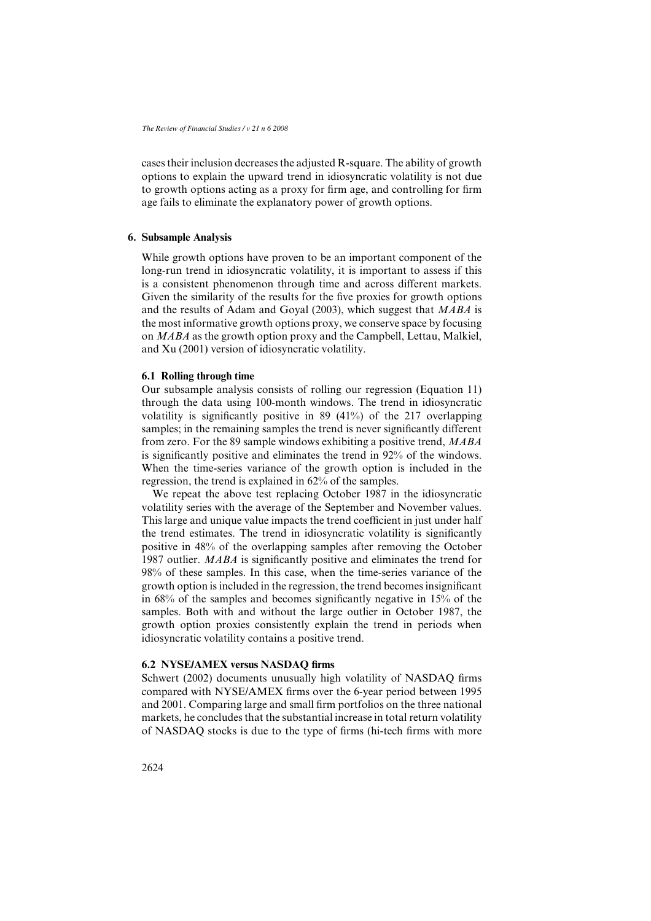cases their inclusion decreases the adjusted R-square. The ability of growth options to explain the upward trend in idiosyncratic volatility is not due to growth options acting as a proxy for firm age, and controlling for firm age fails to eliminate the explanatory power of growth options.

## 6. Subsample Analysis

While growth options have proven to be an important component of the long-run trend in idiosyncratic volatility, it is important to assess if this is a consistent phenomenon through time and across different markets. Given the similarity of the results for the five proxies for growth options and the results of Adam and Goyal (2003), which suggest that *MABA* is the most informative growth options proxy, we conserve space by focusing on *MABA* as the growth option proxy and the Campbell, Lettau, Malkiel, and Xu (2001) version of idiosyncratic volatility.

### 6.1 Rolling through time

Our subsample analysis consists of rolling our regression (Equation 11) through the data using 100-month windows. The trend in idiosyncratic volatility is significantly positive in 89 (41%) of the 217 overlapping samples; in the remaining samples the trend is never significantly different from zero. For the 89 sample windows exhibiting a positive trend, *MABA* is significantly positive and eliminates the trend in 92% of the windows. When the time-series variance of the growth option is included in the regression, the trend is explained in 62% of the samples.

We repeat the above test replacing October 1987 in the idiosyncratic volatility series with the average of the September and November values. This large and unique value impacts the trend coefficient in just under half the trend estimates. The trend in idiosyncratic volatility is significantly positive in 48% of the overlapping samples after removing the October 1987 outlier. *MABA* is significantly positive and eliminates the trend for 98% of these samples. In this case, when the time-series variance of the growth option is included in the regression, the trend becomes insignificant in 68% of the samples and becomes significantly negative in 15% of the samples. Both with and without the large outlier in October 1987, the growth option proxies consistently explain the trend in periods when idiosyncratic volatility contains a positive trend.

### 6.2 NYSE/AMEX versus NASDAQ firms

Schwert (2002) documents unusually high volatility of NASDAQ firms compared with NYSE/AMEX firms over the 6-year period between 1995 and 2001. Comparing large and small firm portfolios on the three national markets, he concludes that the substantial increase in total return volatility of NASDAQ stocks is due to the type of firms (hi-tech firms with more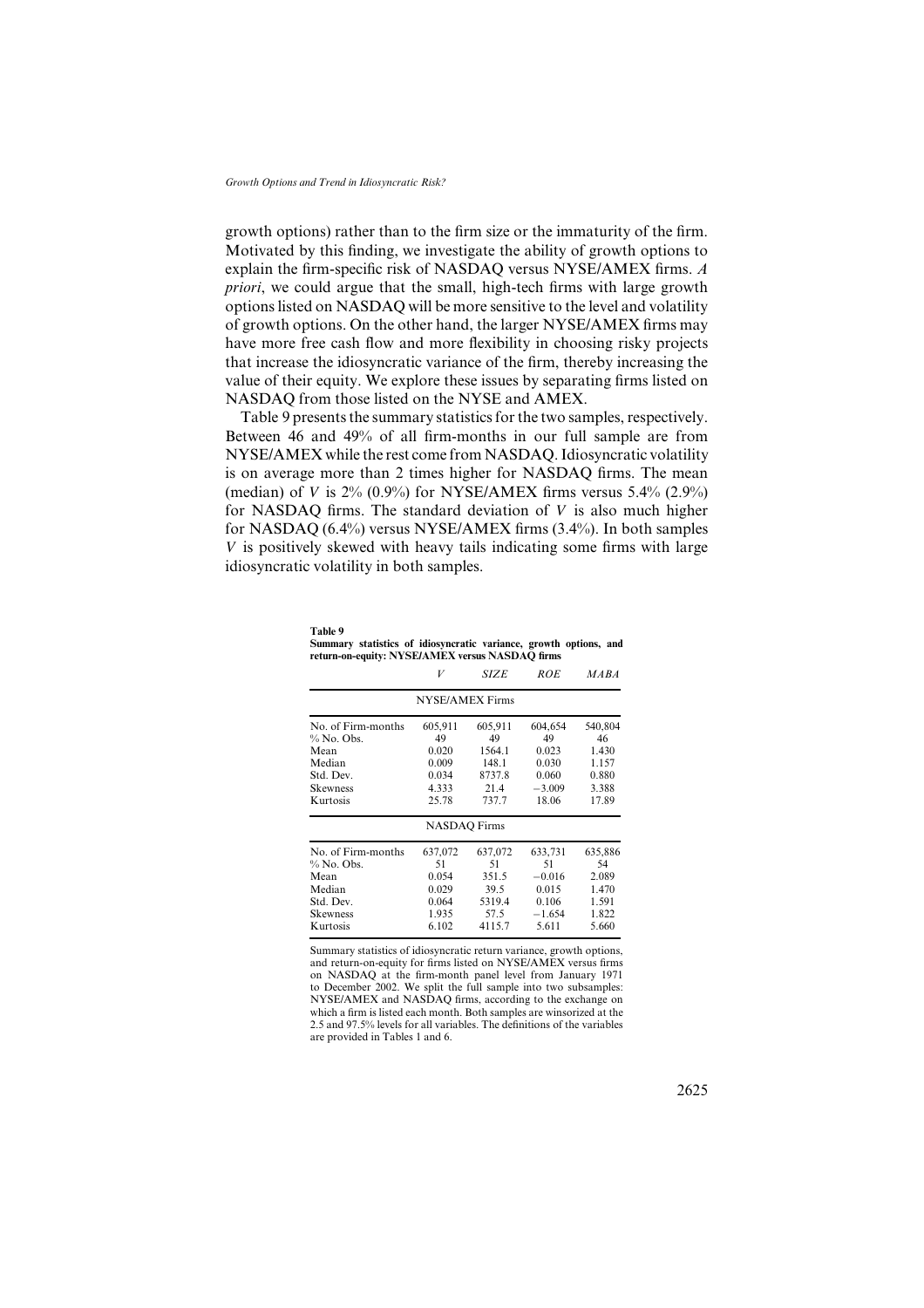growth options) rather than to the firm size or the immaturity of the firm. Motivated by this finding, we investigate the ability of growth options to explain the firm-specific risk of NASDAQ versus NYSE/AMEX firms. *A priori*, we could argue that the small, high-tech firms with large growth options listed on NASDAQ will be more sensitive to the level and volatility of growth options. On the other hand, the larger NYSE/AMEX firms may have more free cash flow and more flexibility in choosing risky projects that increase the idiosyncratic variance of the firm, thereby increasing the value of their equity. We explore these issues by separating firms listed on NASDAQ from those listed on the NYSE and AMEX.

Table 9 presents the summary statistics for the two samples, respectively. Between 46 and 49% of all firm-months in our full sample are from NYSE/AMEX while the rest come from NASDAQ. Idiosyncratic volatility is on average more than 2 times higher for NASDAQ firms. The mean (median) of $V$ is 2% (0.9%) for NYSE/AMEX firms versus 5.4% (2.9%) for NASDAQ firms. The standard deviation of $V$ is also much higher for NASDAQ (6.4%) versus NYSE/AMEX firms (3.4%). In both samples $V$ is positively skewed with heavy tails indicating some firms with large idiosyncratic volatility in both samples.

**Table 9**
**Summary statistics of idiosyncratic variance, growth options, and return-on-equity: NYSE/AMEX versus NASDAQ firms**

| | *V* | *SIZE* | *ROE* | *MABA* |
|---|---|---|---|---|
| **NYSE/AMEX Firms** | | | | |
| No. of Firm-months | 605,911 | 605,911 | 604,654 | 540,804 |
| % No. Obs. | 49 | 49 | 49 | 46 |
| Mean | 0.020 | 1564.1 | 0.023 | 1.430 |
| Median | 0.009 | 148.1 | 0.030 | 1.157 |
| Std. Dev. | 0.034 | 8737.8 | 0.060 | 0.880 |
| Skewness | 4.333 | 21.4 | −3.009 | 3.388 |
| Kurtosis | 25.78 | 737.7 | 18.06 | 17.89 |
| **NASDAQ Firms** | | | | |
| No. of Firm-months | 637,072 | 637,072 | 633,731 | 635,886 |
| % No. Obs. | 51 | 51 | 51 | 54 |
| Mean | 0.054 | 351.5 | −0.016 | 2.089 |
| Median | 0.029 | 39.5 | 0.015 | 1.470 |
| Std. Dev. | 0.064 | 5319.4 | 0.106 | 1.591 |
| Skewness | 1.935 | 57.5 | −1.654 | 1.822 |
| Kurtosis | 6.102 | 4115.7 | 5.611 | 5.660 |

Summary statistics of idiosyncratic return variance, growth options, and return-on-equity for firms listed on NYSE/AMEX versus firms on NASDAQ at the firm-month panel level from January 1971 to December 2002. We split the full sample into two subsamples: NYSE/AMEX and NASDAQ firms, according to the exchange on which a firm is listed each month. Both samples are winsorized at the 2.5 and 97.5% levels for all variables. The definitions of the variables are provided in Tables 1 and 6.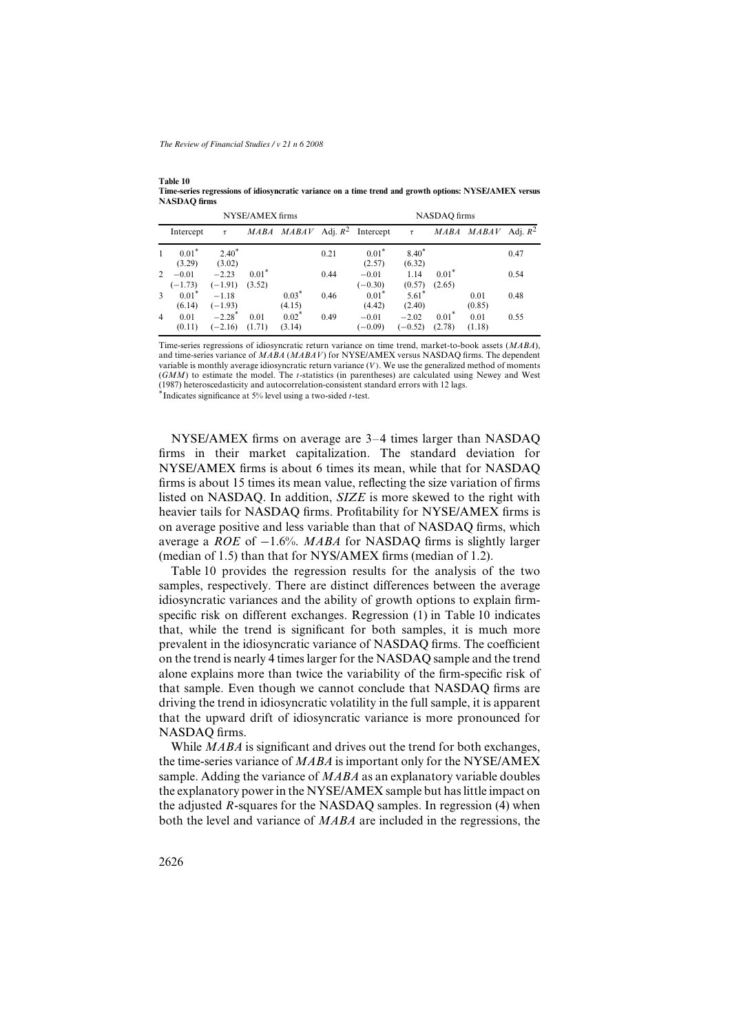**Table 10**
**Time-series regressions of idiosyncratic variance on a time trend and growth options: NYSE/AMEX versus NASDAQ firms**

| | NYSE/AMEX firms | | | | | NASDAQ firms | | | | |
|---|---|---|---|---|---|---|---|---|---|---|
| | Intercept | $\tau$ | *MABA* | *MABAV* | Adj. $R^2$ | Intercept | $\tau$ | *MABA* | *MABAV* | Adj. $R^2$ |
| 1 | 0.01* (3.29) | 2.40* (3.02) | | | 0.21 | 0.01* (2.57) | 8.40* (6.32) | | | 0.47 |
| 2 | −0.01 (−1.73) | −2.23 (−1.91) | 0.01* (3.52) | | 0.44 | −0.01 (−0.30) | 1.14 (0.57) | 0.01* (2.65) | | 0.54 |
| 3 | 0.01* (6.14) | −1.18 (−1.93) | | 0.03* (4.15) | 0.46 | 0.01* (4.42) | 5.61* (2.40) | | 0.01 (0.85) | 0.48 |
| 4 | 0.01 (0.11) | −2.28* (−2.16) | 0.01 (1.71) | 0.02* (3.14) | 0.49 | −0.01 (−0.09) | −2.02 (−0.52) | 0.01* (2.78) | 0.01 (1.18) | 0.55 |

Time-series regressions of idiosyncratic return variance on time trend, market-to-book assets (*MABA*), and time-series variance of *MABA* (*MABAV*) for NYSE/AMEX versus NASDAQ firms. The dependent variable is monthly average idiosyncratic return variance ($V$). We use the generalized method of moments (*GMM*) to estimate the model. The $t$-statistics (in parentheses) are calculated using Newey and West (1987) heteroscedasticity and autocorrelation-consistent standard errors with 12 lags.
*Indicates significance at 5% level using a two-sided $t$-test.

NYSE/AMEX firms on average are 3–4 times larger than NASDAQ firms in their market capitalization. The standard deviation for NYSE/AMEX firms is about 6 times its mean, while that for NASDAQ firms is about 15 times its mean value, reflecting the size variation of firms listed on NASDAQ. In addition, *SIZE* is more skewed to the right with heavier tails for NASDAQ firms. Profitability for NYSE/AMEX firms is on average positive and less variable than that of NASDAQ firms, which average a *ROE* of −1.6%. *MABA* for NASDAQ firms is slightly larger (median of 1.5) than that for NYS/AMEX firms (median of 1.2).

Table 10 provides the regression results for the analysis of the two samples, respectively. There are distinct differences between the average idiosyncratic variances and the ability of growth options to explain firm-specific risk on different exchanges. Regression (1) in Table 10 indicates that, while the trend is significant for both samples, it is much more prevalent in the idiosyncratic variance of NASDAQ firms. The coefficient on the trend is nearly 4 times larger for the NASDAQ sample and the trend alone explains more than twice the variability of the firm-specific risk of that sample. Even though we cannot conclude that NASDAQ firms are driving the trend in idiosyncratic volatility in the full sample, it is apparent that the upward drift of idiosyncratic variance is more pronounced for NASDAQ firms.

While *MABA* is significant and drives out the trend for both exchanges, the time-series variance of *MABA* is important only for the NYSE/AMEX sample. Adding the variance of *MABA* as an explanatory variable doubles the explanatory power in the NYSE/AMEX sample but has little impact on the adjusted $R$-squares for the NASDAQ samples. In regression (4) when both the level and variance of *MABA* are included in the regressions, the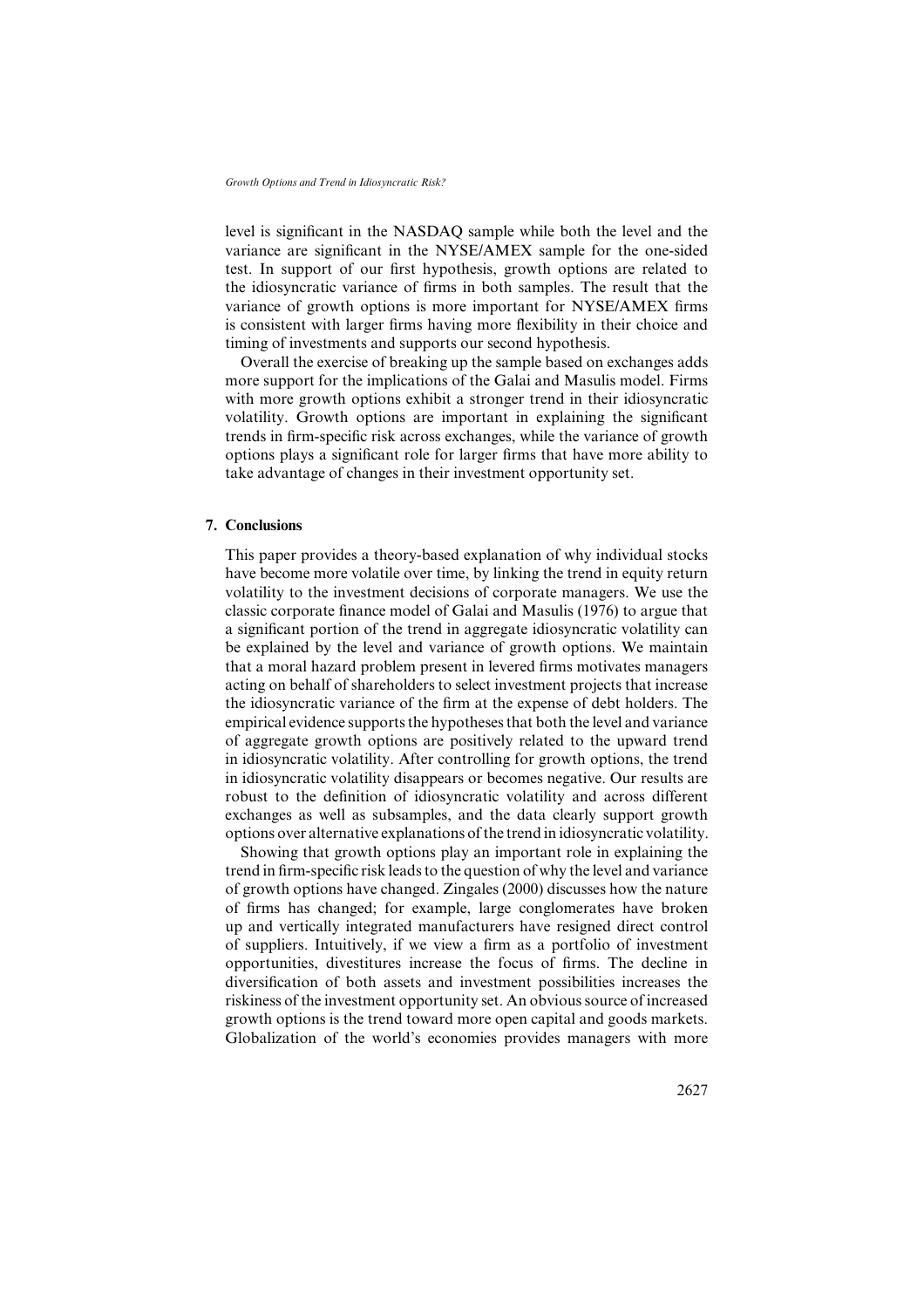level is significant in the NASDAQ sample while both the level and the variance are significant in the NYSE/AMEX sample for the one-sided test. In support of our first hypothesis, growth options are related to the idiosyncratic variance of firms in both samples. The result that the variance of growth options is more important for NYSE/AMEX firms is consistent with larger firms having more flexibility in their choice and timing of investments and supports our second hypothesis.

Overall the exercise of breaking up the sample based on exchanges adds more support for the implications of the Galai and Masulis model. Firms with more growth options exhibit a stronger trend in their idiosyncratic volatility. Growth options are important in explaining the significant trends in firm-specific risk across exchanges, while the variance of growth options plays a significant role for larger firms that have more ability to take advantage of changes in their investment opportunity set.

## 7. Conclusions

This paper provides a theory-based explanation of why individual stocks have become more volatile over time, by linking the trend in equity return volatility to the investment decisions of corporate managers. We use the classic corporate finance model of Galai and Masulis (1976) to argue that a significant portion of the trend in aggregate idiosyncratic volatility can be explained by the level and variance of growth options. We maintain that a moral hazard problem present in levered firms motivates managers acting on behalf of shareholders to select investment projects that increase the idiosyncratic variance of the firm at the expense of debt holders. The empirical evidence supports the hypotheses that both the level and variance of aggregate growth options are positively related to the upward trend in idiosyncratic volatility. After controlling for growth options, the trend in idiosyncratic volatility disappears or becomes negative. Our results are robust to the definition of idiosyncratic volatility and across different exchanges as well as subsamples, and the data clearly support growth options over alternative explanations of the trend in idiosyncratic volatility.

Showing that growth options play an important role in explaining the trend in firm-specific risk leads to the question of why the level and variance of growth options have changed. Zingales (2000) discusses how the nature of firms has changed; for example, large conglomerates have broken up and vertically integrated manufacturers have resigned direct control of suppliers. Intuitively, if we view a firm as a portfolio of investment opportunities, divestitures increase the focus of firms. The decline in diversification of both assets and investment possibilities increases the riskiness of the investment opportunity set. An obvious source of increased growth options is the trend toward more open capital and goods markets. Globalization of the world's economies provides managers with more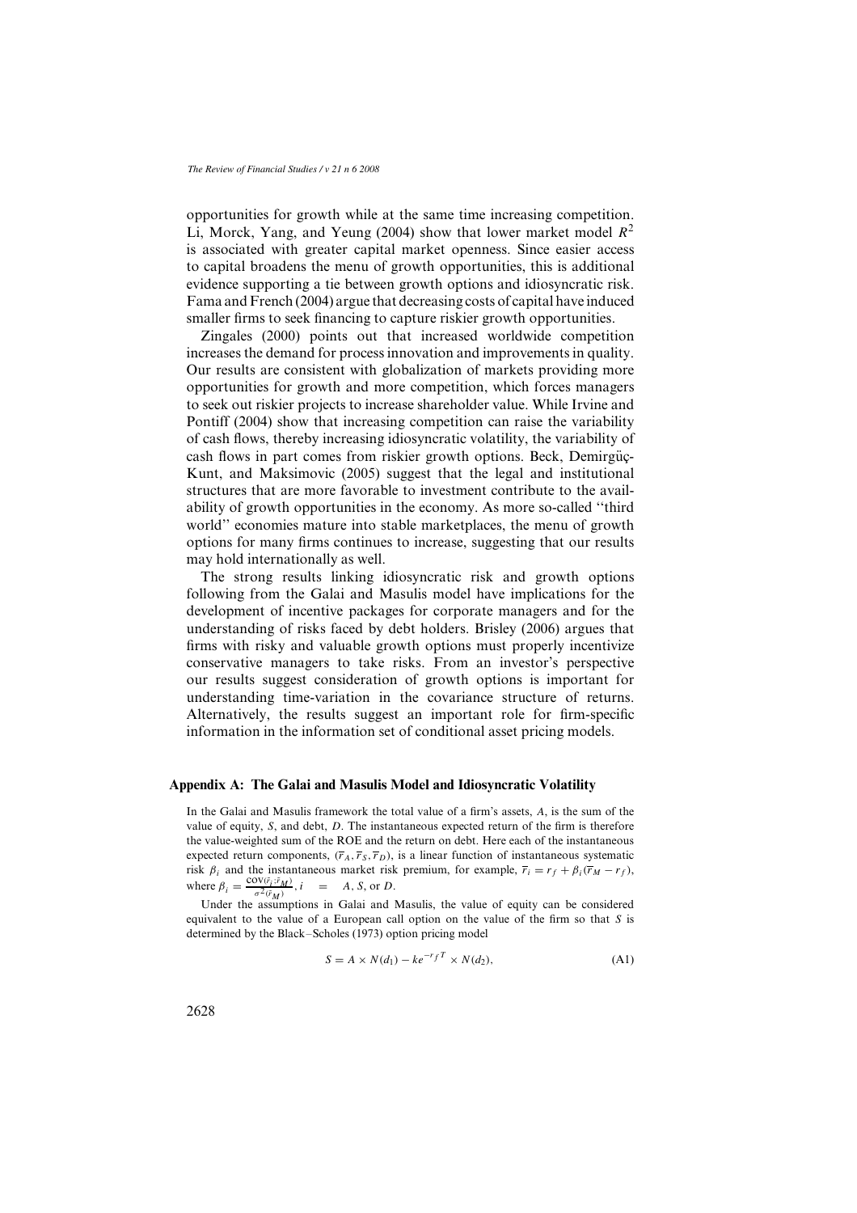opportunities for growth while at the same time increasing competition. Li, Morck, Yang, and Yeung (2004) show that lower market model $R^2$ is associated with greater capital market openness. Since easier access to capital broadens the menu of growth opportunities, this is additional evidence supporting a tie between growth options and idiosyncratic risk. Fama and French (2004) argue that decreasing costs of capital have induced smaller firms to seek financing to capture riskier growth opportunities.

Zingales (2000) points out that increased worldwide competition increases the demand for process innovation and improvements in quality. Our results are consistent with globalization of markets providing more opportunities for growth and more competition, which forces managers to seek out riskier projects to increase shareholder value. While Irvine and Pontiff (2004) show that increasing competition can raise the variability of cash flows, thereby increasing idiosyncratic volatility, the variability of cash flows in part comes from riskier growth options. Beck, Demirgüç-Kunt, and Maksimovic (2005) suggest that the legal and institutional structures that are more favorable to investment contribute to the availability of growth opportunities in the economy. As more so-called "third world" economies mature into stable marketplaces, the menu of growth options for many firms continues to increase, suggesting that our results may hold internationally as well.

The strong results linking idiosyncratic risk and growth options following from the Galai and Masulis model have implications for the development of incentive packages for corporate managers and for the understanding of risks faced by debt holders. Brisley (2006) argues that firms with risky and valuable growth options must properly incentivize conservative managers to take risks. From an investor's perspective our results suggest consideration of growth options is important for understanding time-variation in the covariance structure of returns. Alternatively, the results suggest an important role for firm-specific information in the information set of conditional asset pricing models.

## Appendix A: The Galai and Masulis Model and Idiosyncratic Volatility

In the Galai and Masulis framework the total value of a firm's assets, $A$, is the sum of the value of equity, $S$, and debt, $D$. The instantaneous expected return of the firm is therefore the value-weighted sum of the ROE and the return on debt. Here each of the instantaneous expected return components, $(\overline{r}_A, \overline{r}_S, \overline{r}_D)$, is a linear function of instantaneous systematic risk $\beta_i$ and the instantaneous market risk premium, for example, $\overline{r}_i = r_f + \beta_i(\overline{r}_M - r_f)$, where $\beta_i = \frac{\text{cov}(\tilde{r}_i;\tilde{r}_M)}{\sigma^2(\tilde{r}_M)}, i = A, S, \text{ or } D$.

Under the assumptions in Galai and Masulis, the value of equity can be considered equivalent to the value of a European call option on the value of the firm so that $S$ is determined by the Black–Scholes (1973) option pricing model

$$S = A \times N(d_1) - ke^{-r_f T} \times N(d_2), \tag{A1}$$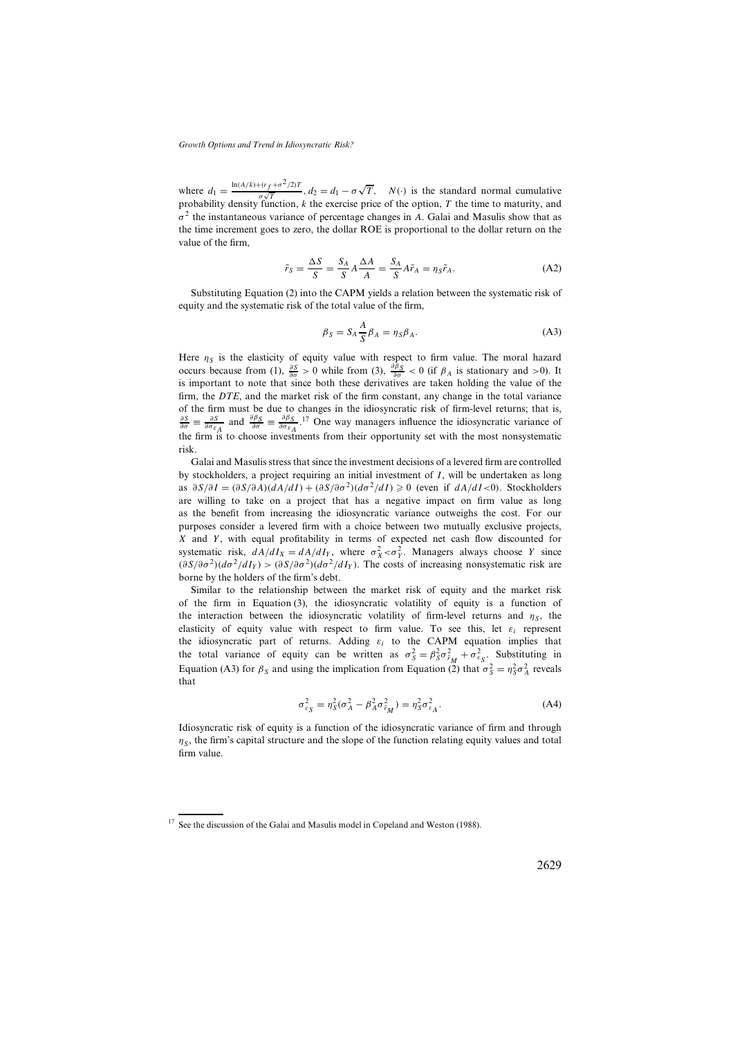where $d_1 = \frac{\ln(A/k) + (r_f + \sigma^2/2)T}{\sigma\sqrt{T}}$, $d_2 = d_1 - \sigma\sqrt{T}$, $N(\cdot)$ is the standard normal cumulative probability density function, $k$ the exercise price of the option, $T$ the time to maturity, and $\sigma^2$ the instantaneous variance of percentage changes in $A$. Galai and Masulis show that as the time increment goes to zero, the dollar ROE is proportional to the dollar return on the value of the firm,

$$\tilde{r}_S = \frac{\Delta S}{S} = \frac{S_A}{S} A \frac{\Delta A}{A} = \frac{S_A}{S} A \tilde{r}_A = \eta_S \tilde{r}_A. \tag{A2}$$

Substituting Equation (2) into the CAPM yields a relation between the systematic risk of equity and the systematic risk of the total value of the firm,

$$\beta_S = S_A \frac{A}{S} \beta_A = \eta_S \beta_A. \tag{A3}$$

Here $\eta_S$ is the elasticity of equity value with respect to firm value. The moral hazard occurs because from (1), $\frac{\partial S}{\partial \sigma} > 0$ while from (3), $\frac{\partial \beta_S}{\partial \sigma} < 0$ (if $\beta_A$ is stationary and $>0$). It is important to note that since both these derivatives are taken holding the value of the firm, the *DTE*, and the market risk of the firm constant, any change in the total variance of the firm must be due to changes in the idiosyncratic risk of firm-level returns; that is, $\frac{\partial S}{\partial \sigma} \equiv \frac{\partial S}{\partial \sigma_{\varepsilon_A}}$ and $\frac{\partial \beta_S}{\partial \sigma} \equiv \frac{\partial \beta_S}{\partial \sigma_{\varepsilon_A}}$.[17] One way managers influence the idiosyncratic variance of the firm is to choose investments from their opportunity set with the most nonsystematic risk.

Galai and Masulis stress that since the investment decisions of a levered firm are controlled by stockholders, a project requiring an initial investment of $I$, will be undertaken as long as $\partial S/\partial I = (\partial S/\partial A)(dA/dI) + (\partial S/\partial \sigma^2)(d\sigma^2/dI) \geqslant 0$ (even if $dA/dI < 0$). Stockholders are willing to take on a project that has a negative impact on firm value as long as the benefit from increasing the idiosyncratic variance outweighs the cost. For our purposes consider a levered firm with a choice between two mutually exclusive projects, $X$ and $Y$, with equal profitability in terms of expected net cash flow discounted for systematic risk, $dA/dI_X = dA/dI_Y$, where $\sigma_X^2 < \sigma_Y^2$. Managers always choose $Y$ since $(\partial S/\partial \sigma^2)(d\sigma^2/dI_Y) > (\partial S/\partial \sigma^2)(d\sigma^2/dI_Y)$. The costs of increasing nonsystematic risk are borne by the holders of the firm's debt.

Similar to the relationship between the market risk of equity and the market risk of the firm in Equation (3), the idiosyncratic volatility of equity is a function of the interaction between the idiosyncratic volatility of firm-level returns and $\eta_S$, the elasticity of equity value with respect to firm value. To see this, let $\varepsilon_i$ represent the idiosyncratic part of returns. Adding $\varepsilon_i$ to the CAPM equation implies that the total variance of equity can be written as $\sigma_S^2 = \beta_S^2 \sigma_{\tilde{r}_M}^2 + \sigma_{\varepsilon_S}^2$. Substituting in Equation (A3) for $\beta_S$ and using the implication from Equation (2) that $\sigma_S^2 = \eta_S^2 \sigma_A^2$ reveals that

$$\sigma_{\varepsilon_S}^2 = \eta_S^2 (\sigma_A^2 - \beta_A^2 \sigma_{\tilde{r}_M}^2) = \eta_S^2 \sigma_{\varepsilon_A}^2. \tag{A4}$$

Idiosyncratic risk of equity is a function of the idiosyncratic variance of firm and through $\eta_S$, the firm's capital structure and the slope of the function relating equity values and total firm value.

[17] See the discussion of the Galai and Masulis model in Copeland and Weston (1988).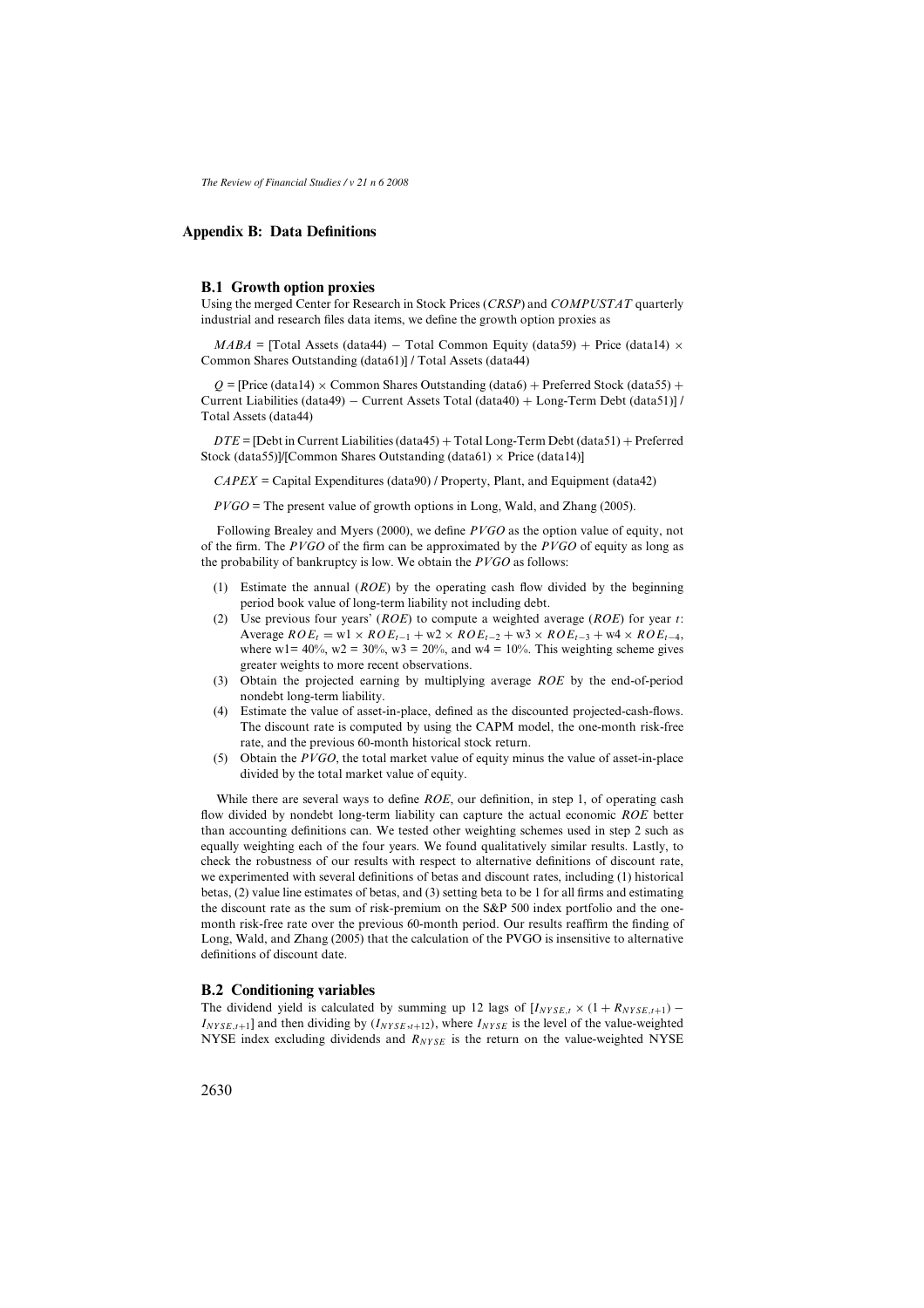## Appendix B: Data Definitions

### B.1 Growth option proxies

Using the merged Center for Research in Stock Prices (*CRSP*) and *COMPUSTAT* quarterly industrial and research files data items, we define the growth option proxies as

$MABA$ = [Total Assets (data44) − Total Common Equity (data59) + Price (data14) × Common Shares Outstanding (data61)] / Total Assets (data44)

$Q$ = [Price (data14) × Common Shares Outstanding (data6) + Preferred Stock (data55) + Current Liabilities (data49) − Current Assets Total (data40) + Long-Term Debt (data51)] / Total Assets (data44)

$DTE$ = [Debt in Current Liabilities (data45) + Total Long-Term Debt (data51) + Preferred Stock (data55)]/[Common Shares Outstanding (data61) × Price (data14)]

$CAPEX$ = Capital Expenditures (data90) / Property, Plant, and Equipment (data42)

$PVGO$ = The present value of growth options in Long, Wald, and Zhang (2005).

Following Brealey and Myers (2000), we define $PVGO$ as the option value of equity, not of the firm. The $PVGO$ of the firm can be approximated by the $PVGO$ of equity as long as the probability of bankruptcy is low. We obtain the $PVGO$ as follows:

1. Estimate the annual ($ROE$) by the operating cash flow divided by the beginning period book value of long-term liability not including debt.
2. Use previous four years' ($ROE$) to compute a weighted average ($ROE$) for year $t$: Average $ROE_t = \text{w1} \times ROE_{t-1} + \text{w2} \times ROE_{t-2} + \text{w3} \times ROE_{t-3} + \text{w4} \times ROE_{t-4}$, where w1= 40%, w2 = 30%, w3 = 20%, and w4 = 10%. This weighting scheme gives greater weights to more recent observations.
3. Obtain the projected earning by multiplying average $ROE$ by the end-of-period nondebt long-term liability.
4. Estimate the value of asset-in-place, defined as the discounted projected-cash-flows. The discount rate is computed by using the CAPM model, the one-month risk-free rate, and the previous 60-month historical stock return.
5. Obtain the $PVGO$, the total market value of equity minus the value of asset-in-place divided by the total market value of equity.

While there are several ways to define $ROE$, our definition, in step 1, of operating cash flow divided by nondebt long-term liability can capture the actual economic $ROE$ better than accounting definitions can. We tested other weighting schemes used in step 2 such as equally weighting each of the four years. We found qualitatively similar results. Lastly, to check the robustness of our results with respect to alternative definitions of discount rate, we experimented with several definitions of betas and discount rates, including (1) historical betas, (2) value line estimates of betas, and (3) setting beta to be 1 for all firms and estimating the discount rate as the sum of risk-premium on the S&P 500 index portfolio and the one-month risk-free rate over the previous 60-month period. Our results reaffirm the finding of Long, Wald, and Zhang (2005) that the calculation of the PVGO is insensitive to alternative definitions of discount date.

### B.2 Conditioning variables

The dividend yield is calculated by summing up 12 lags of $[I_{NYSE,t} \times (1 + R_{NYSE,t+1}) - I_{NYSE,t+1}]$ and then dividing by $(I_{NYSE,t+12})$, where $I_{NYSE}$ is the level of the value-weighted NYSE index excluding dividends and $R_{NYSE}$ is the return on the value-weighted NYSE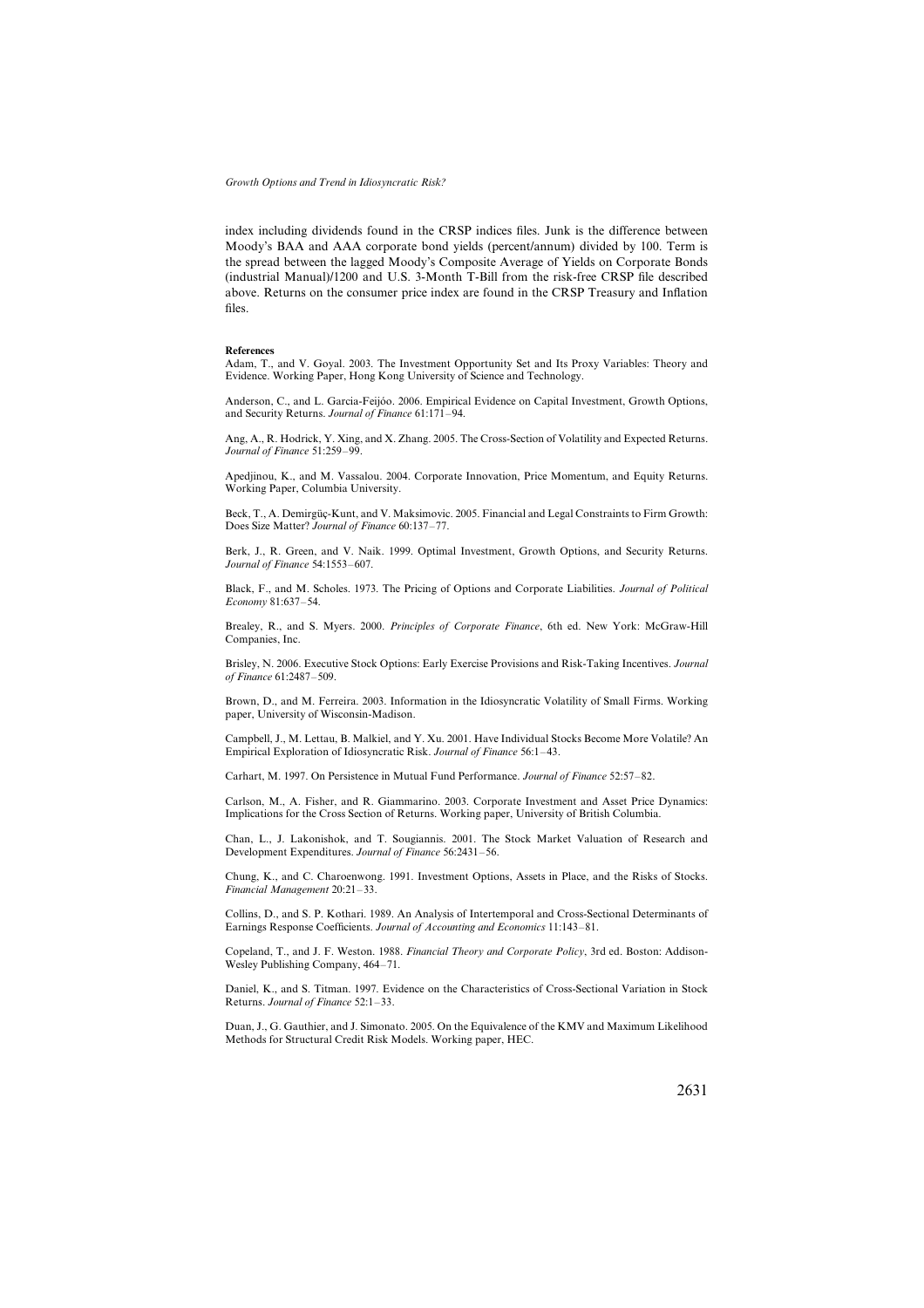index including dividends found in the CRSP indices files. Junk is the difference between Moody's BAA and AAA corporate bond yields (percent/annum) divided by 100. Term is the spread between the lagged Moody's Composite Average of Yields on Corporate Bonds (industrial Manual)/1200 and U.S. 3-Month T-Bill from the risk-free CRSP file described above. Returns on the consumer price index are found in the CRSP Treasury and Inflation files.

#### References

Adam, T., and V. Goyal. 2003. The Investment Opportunity Set and Its Proxy Variables: Theory and Evidence. Working Paper, Hong Kong University of Science and Technology.

Anderson, C., and L. Garcia-Feijóo. 2006. Empirical Evidence on Capital Investment, Growth Options, and Security Returns. *Journal of Finance* 61:171–94.

Ang, A., R. Hodrick, Y. Xing, and X. Zhang. 2005. The Cross-Section of Volatility and Expected Returns. *Journal of Finance* 51:259–99.

Apedjinou, K., and M. Vassalou. 2004. Corporate Innovation, Price Momentum, and Equity Returns. Working Paper, Columbia University.

Beck, T., A. Demirgüç-Kunt, and V. Maksimovic. 2005. Financial and Legal Constraints to Firm Growth: Does Size Matter? *Journal of Finance* 60:137–77.

Berk, J., R. Green, and V. Naik. 1999. Optimal Investment, Growth Options, and Security Returns. *Journal of Finance* 54:1553–607.

Black, F., and M. Scholes. 1973. The Pricing of Options and Corporate Liabilities. *Journal of Political Economy* 81:637–54.

Brealey, R., and S. Myers. 2000. *Principles of Corporate Finance*, 6th ed. New York: McGraw-Hill Companies, Inc.

Brisley, N. 2006. Executive Stock Options: Early Exercise Provisions and Risk-Taking Incentives. *Journal of Finance* 61:2487–509.

Brown, D., and M. Ferreira. 2003. Information in the Idiosyncratic Volatility of Small Firms. Working paper, University of Wisconsin-Madison.

Campbell, J., M. Lettau, B. Malkiel, and Y. Xu. 2001. Have Individual Stocks Become More Volatile? An Empirical Exploration of Idiosyncratic Risk. *Journal of Finance* 56:1–43.

Carhart, M. 1997. On Persistence in Mutual Fund Performance. *Journal of Finance* 52:57–82.

Carlson, M., A. Fisher, and R. Giammarino. 2003. Corporate Investment and Asset Price Dynamics: Implications for the Cross Section of Returns. Working paper, University of British Columbia.

Chan, L., J. Lakonishok, and T. Sougiannis. 2001. The Stock Market Valuation of Research and Development Expenditures. *Journal of Finance* 56:2431–56.

Chung, K., and C. Charoenwong. 1991. Investment Options, Assets in Place, and the Risks of Stocks. *Financial Management* 20:21–33.

Collins, D., and S. P. Kothari. 1989. An Analysis of Intertemporal and Cross-Sectional Determinants of Earnings Response Coefficients. *Journal of Accounting and Economics* 11:143–81.

Copeland, T., and J. F. Weston. 1988. *Financial Theory and Corporate Policy*, 3rd ed. Boston: Addison-Wesley Publishing Company, 464–71.

Daniel, K., and S. Titman. 1997. Evidence on the Characteristics of Cross-Sectional Variation in Stock Returns. *Journal of Finance* 52:1–33.

Duan, J., G. Gauthier, and J. Simonato. 2005. On the Equivalence of the KMV and Maximum Likelihood Methods for Structural Credit Risk Models. Working paper, HEC.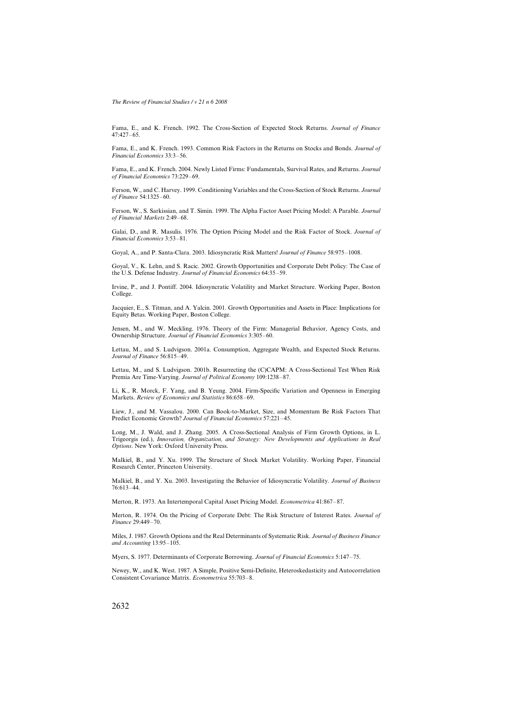Fama, E., and K. French. 1992. The Cross-Section of Expected Stock Returns. *Journal of Finance* 47:427–65.

Fama, E., and K. French. 1993. Common Risk Factors in the Returns on Stocks and Bonds. *Journal of Financial Economics* 33:3–56.

Fama, E., and K. French. 2004. Newly Listed Firms: Fundamentals, Survival Rates, and Returns. *Journal of Financial Economics* 73:229–69.

Ferson, W., and C. Harvey. 1999. Conditioning Variables and the Cross-Section of Stock Returns. *Journal of Finance* 54:1325–60.

Ferson, W., S. Sarkissian, and T. Simin. 1999. The Alpha Factor Asset Pricing Model: A Parable. *Journal of Financial Markets* 2:49–68.

Galai, D., and R. Masulis. 1976. The Option Pricing Model and the Risk Factor of Stock. *Journal of Financial Economics* 3:53–81.

Goyal, A., and P. Santa-Clara. 2003. Idiosyncratic Risk Matters! *Journal of Finance* 58:975–1008.

Goyal, V., K. Lehn, and S. Racic. 2002. Growth Opportunities and Corporate Debt Policy: The Case of the U.S. Defense Industry. *Journal of Financial Economics* 64:35–59.

Irvine, P., and J. Pontiff. 2004. Idiosyncratic Volatility and Market Structure. Working Paper, Boston College.

Jacquier, E., S. Titman, and A. Yalcin. 2001. Growth Opportunities and Assets in Place: Implications for Equity Betas. Working Paper, Boston College.

Jensen, M., and W. Meckling. 1976. Theory of the Firm: Managerial Behavior, Agency Costs, and Ownership Structure. *Journal of Financial Economics* 3:305–60.

Lettau, M., and S. Ludvigson. 2001a. Consumption, Aggregate Wealth, and Expected Stock Returns. *Journal of Finance* 56:815–49.

Lettau, M., and S. Ludvigson. 2001b. Resurrecting the (C)CAPM: A Cross-Sectional Test When Risk Premia Are Time-Varying. *Journal of Political Economy* 109:1238–87.

Li, K., R. Morck, F. Yang, and B. Yeung. 2004. Firm-Specific Variation and Openness in Emerging Markets. *Review of Economics and Statistics* 86:658–69.

Liew, J., and M. Vassalou. 2000. Can Book-to-Market, Size, and Momentum Be Risk Factors That Predict Economic Growth? *Journal of Financial Economics* 57:221–45.

Long, M., J. Wald, and J. Zhang. 2005. A Cross-Sectional Analysis of Firm Growth Options, in L. Trigeorgis (ed.), *Innovation, Organization, and Strategy: New Developments and Applications in Real Options*. New York: Oxford University Press.

Malkiel, B., and Y. Xu. 1999. The Structure of Stock Market Volatility. Working Paper, Financial Research Center, Princeton University.

Malkiel, B., and Y. Xu. 2003. Investigating the Behavior of Idiosyncratic Volatility. *Journal of Business* 76:613–44.

Merton, R. 1973. An Intertemporal Capital Asset Pricing Model. *Econometrica* 41:867–87.

Merton, R. 1974. On the Pricing of Corporate Debt: The Risk Structure of Interest Rates. *Journal of Finance* 29:449–70.

Miles, J. 1987. Growth Options and the Real Determinants of Systematic Risk. *Journal of Business Finance and Accounting* 13:95–105.

Myers, S. 1977. Determinants of Corporate Borrowing. *Journal of Financial Economics* 5:147–75.

Newey, W., and K. West. 1987. A Simple, Positive Semi-Definite, Heteroskedasticity and Autocorrelation Consistent Covariance Matrix. *Econometrica* 55:703–8.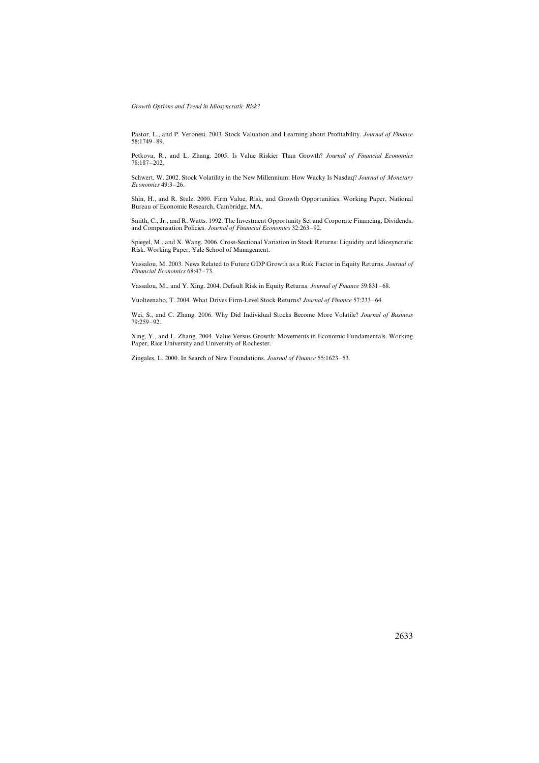Pastor, L., and P. Veronesi. 2003. Stock Valuation and Learning about Profitability. *Journal of Finance* 58:1749–89.

Petkova, R., and L. Zhang. 2005. Is Value Riskier Than Growth? *Journal of Financial Economics* 78:187–202.

Schwert, W. 2002. Stock Volatility in the New Millennium: How Wacky Is Nasdaq? *Journal of Monetary Economics* 49:3–26.

Shin, H., and R. Stulz. 2000. Firm Value, Risk, and Growth Opportunities. Working Paper, National Bureau of Economic Research, Cambridge, MA.

Smith, C., Jr., and R. Watts. 1992. The Investment Opportunity Set and Corporate Financing, Dividends, and Compensation Policies. *Journal of Financial Economics* 32:263–92.

Spiegel, M., and X. Wang. 2006. Cross-Sectional Variation in Stock Returns: Liquidity and Idiosyncratic Risk. Working Paper, Yale School of Management.

Vassalou, M. 2003. News Related to Future GDP Growth as a Risk Factor in Equity Returns. *Journal of Financial Economics* 68:47–73.

Vassalou, M., and Y. Xing. 2004. Default Risk in Equity Returns. *Journal of Finance* 59:831–68.

Vuolteenaho, T. 2004. What Drives Firm-Level Stock Returns? *Journal of Finance* 57:233–64.

Wei, S., and C. Zhang. 2006. Why Did Individual Stocks Become More Volatile? *Journal of Business* 79:259–92.

Xing, Y., and L. Zhang. 2004. Value Versus Growth: Movements in Economic Fundamentals. Working Paper, Rice University and University of Rochester.

Zingales, L. 2000. In Search of New Foundations. *Journal of Finance* 55:1623–53.